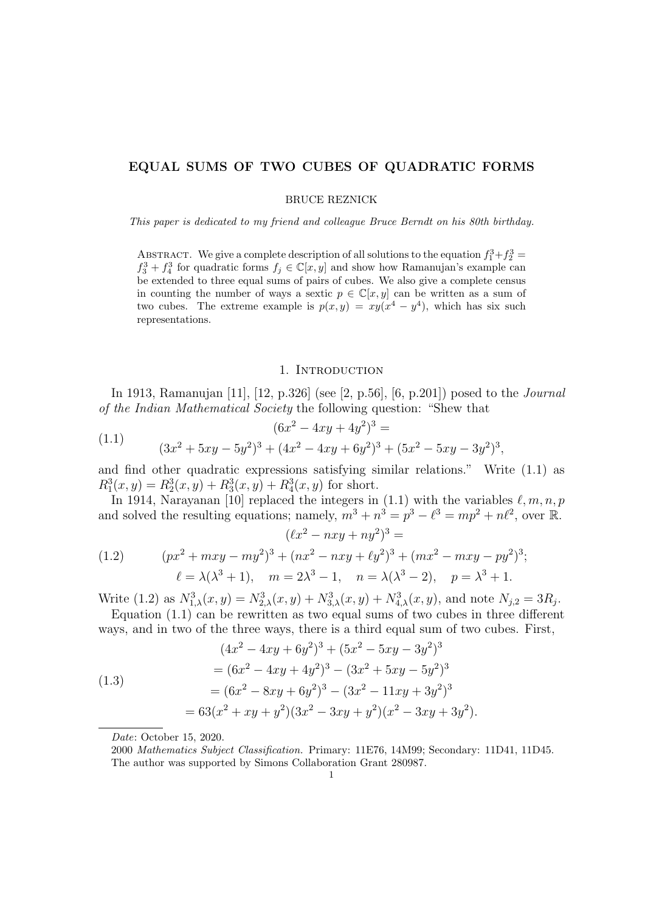# EQUAL SUMS OF TWO CUBES OF QUADRATIC FORMS

BRUCE REZNICK

*This paper is dedicated to my friend and colleague Bruce Berndt on his 80th birthday.*

Abstract. We give a complete description of all solutions to the equation $f_1^3+f_2^3 = f_3^3 + f_4^3$ for quadratic forms $f_j \in \mathbb{C}[x, y]$ and show how Ramanujan's example can be extended to three equal sums of pairs of cubes. We also give a complete census in counting the number of ways a sextic $p \in \mathbb{C}[x, y]$ can be written as a sum of two cubes. The extreme example is $p(x, y) = xy(x^4 - y^4)$, which has six such representations.

## 1. Introduction

In 1913, Ramanujan [11], [12, p.326] (see [2, p.56], [6, p.201]) posed to the *Journal of the Indian Mathematical Society* the following question: "Shew that

$$
\begin{aligned}
&(6x^2 - 4xy + 4y^2)^3 = \\
&(3x^2 + 5xy - 5y^2)^3 + (4x^2 - 4xy + 6y^2)^3 + (5x^2 - 5xy - 3y^2)^3,
\end{aligned}
\tag{1.1}
$$

and find other quadratic expressions satisfying similar relations." Write (1.1) as $R_1^3(x, y) = R_2^3(x, y) + R_3^3(x, y) + R_4^3(x, y)$ for short.

In 1914, Narayanan [10] replaced the integers in (1.1) with the variables $\ell, m, n, p$ and solved the resulting equations; namely, $m^3 + n^3 = p^3 - \ell^3 = mp^2 + n\ell^2$, over $\mathbb{R}$.

$$
\begin{aligned}
&(\ell x^2 - nxy + ny^2)^3 = \\
&(px^2 + mxy - my^2)^3 + (nx^2 - nxy + \ell y^2)^3 + (mx^2 - mxy - py^2)^3; \\
&\ell = \lambda(\lambda^3 + 1), \quad m = 2\lambda^3 - 1, \quad n = \lambda(\lambda^3 - 2), \quad p = \lambda^3 + 1.
\end{aligned}
\tag{1.2}
$$

Write (1.2) as $N_{1,\lambda}^3(x, y) = N_{2,\lambda}^3(x, y) + N_{3,\lambda}^3(x, y) + N_{4,\lambda}^3(x, y)$, and note $N_{j,2} = 3R_j$.

Equation (1.1) can be rewritten as two equal sums of two cubes in three different ways, and in two of the three ways, there is a third equal sum of two cubes. First,

$$
\begin{aligned}
&(4x^2 - 4xy + 6y^2)^3 + (5x^2 - 5xy - 3y^2)^3 \\
&= (6x^2 - 4xy + 4y^2)^3 - (3x^2 + 5xy - 5y^2)^3 \\
&= (6x^2 - 8xy + 6y^2)^3 - (3x^2 - 11xy + 3y^2)^3 \\
&= 63(x^2 + xy + y^2)(3x^2 - 3xy + y^2)(x^2 - 3xy + 3y^2).
\end{aligned}
\tag{1.3}
$$

*Date*: October 15, 2020.

2000 *Mathematics Subject Classification.* Primary: 11E76, 14M99; Secondary: 11D41, 11D45.

The author was supported by Simons Collaboration Grant 280987.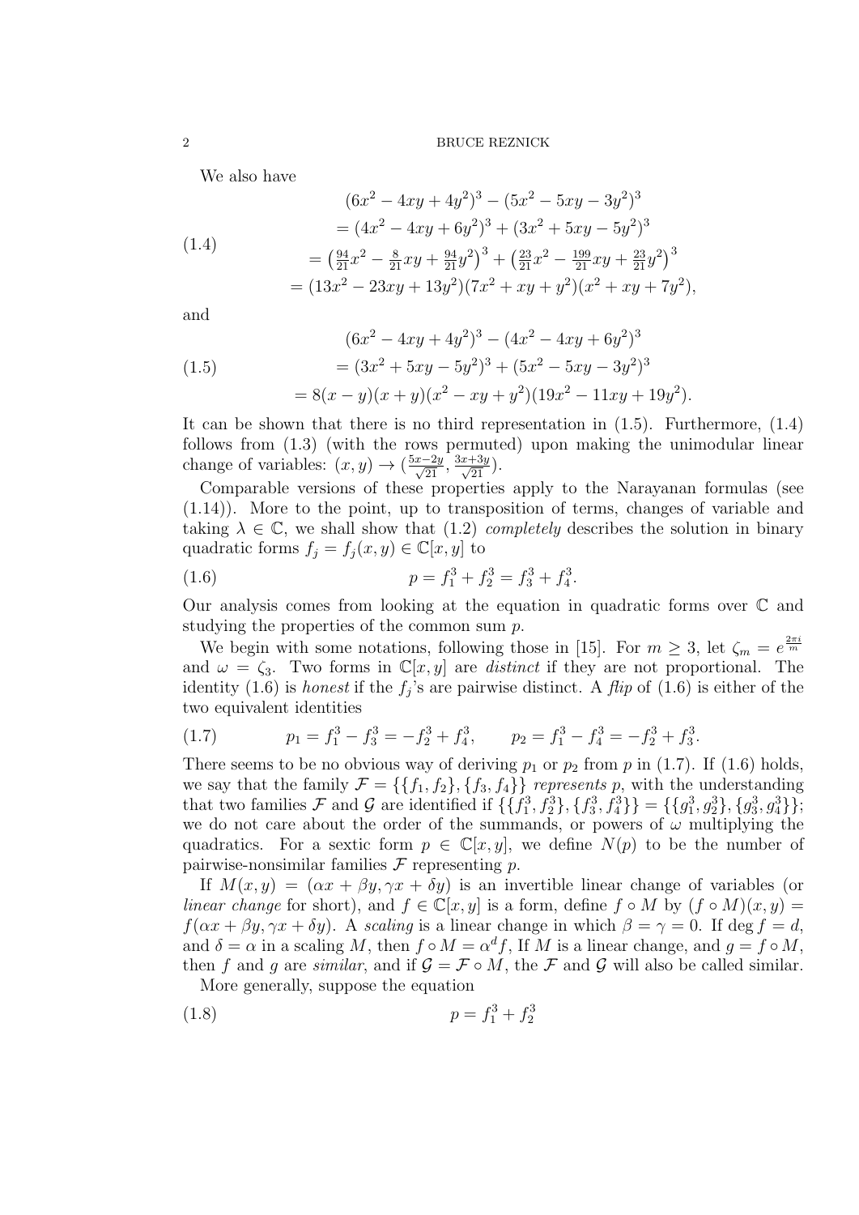We also have

$$
\begin{aligned}
&(6x^2-4xy+4y^2)^3-(5x^2-5xy-3y^2)^3 \\
&= (4x^2-4xy+6y^2)^3+(3x^2+5xy-5y^2)^3 \\
&= \left(\tfrac{94}{21}x^2-\tfrac{8}{21}xy+\tfrac{94}{21}y^2\right)^3+\left(\tfrac{23}{21}x^2-\tfrac{199}{21}xy+\tfrac{23}{21}y^2\right)^3 \\
&= (13x^2-23xy+13y^2)(7x^2+xy+y^2)(x^2+xy+7y^2),
\end{aligned}
\tag{1.4}
$$

and

$$
\begin{aligned}
&(6x^2-4xy+4y^2)^3-(4x^2-4xy+6y^2)^3 \\
&= (3x^2+5xy-5y^2)^3+(5x^2-5xy-3y^2)^3 \\
&= 8(x-y)(x+y)(x^2-xy+y^2)(19x^2-11xy+19y^2).
\end{aligned}
\tag{1.5}
$$

It can be shown that there is no third representation in (1.5). Furthermore, (1.4) follows from (1.3) (with the rows permuted) upon making the unimodular linear change of variables: $(x,y)\to(\frac{5x-2y}{\sqrt{21}},\frac{3x+3y}{\sqrt{21}})$.

Comparable versions of these properties apply to the Narayanan formulas (see (1.14)). More to the point, up to transposition of terms, changes of variable and taking $\lambda\in\mathbb{C}$, we shall show that (1.2) *completely* describes the solution in binary quadratic forms $f_j=f_j(x,y)\in\mathbb{C}[x,y]$ to

$$
p=f_1^3+f_2^3=f_3^3+f_4^3. \tag{1.6}
$$

Our analysis comes from looking at the equation in quadratic forms over $\mathbb{C}$ and studying the properties of the common sum $p$.

We begin with some notations, following those in [15]. For $m\ge 3$, let $\zeta_m=e^{\frac{2\pi i}{m}}$ and $\omega=\zeta_3$. Two forms in $\mathbb{C}[x,y]$ are *distinct* if they are not proportional. The identity (1.6) is *honest* if the $f_j$'s are pairwise distinct. A *flip* of (1.6) is either of the two equivalent identities

$$
p_1=f_1^3-f_3^3=-f_2^3+f_4^3,\qquad p_2=f_1^3-f_4^3=-f_2^3+f_3^3. \tag{1.7}
$$

There seems to be no obvious way of deriving $p_1$ or $p_2$ from $p$ in (1.7). If (1.6) holds, we say that the family $\mathcal{F}=\{\{f_1,f_2\},\{f_3,f_4\}\}$ *represents* $p$, with the understanding that two families $\mathcal{F}$ and $\mathcal{G}$ are identified if $\{\{f_1^3,f_2^3\},\{f_3^3,f_4^3\}\}=\{\{g_1^3,g_2^3\},\{g_3^3,g_4^3\}\}$; we do not care about the order of the summands, or powers of $\omega$ multiplying the quadratics. For a sextic form $p\in\mathbb{C}[x,y]$, we define $N(p)$ to be the number of pairwise-nonsimilar families $\mathcal{F}$ representing $p$.

If $M(x,y)=(\alpha x+\beta y,\gamma x+\delta y)$ is an invertible linear change of variables (or *linear change* for short), and $f\in\mathbb{C}[x,y]$ is a form, define $f\circ M$ by $(f\circ M)(x,y)=f(\alpha x+\beta y,\gamma x+\delta y)$. A *scaling* is a linear change in which $\beta=\gamma=0$. If $\deg f=d$, and $\delta=\alpha$ in a scaling $M$, then $f\circ M=\alpha^d f$, If $M$ is a linear change, and $g=f\circ M$, then $f$ and $g$ are *similar*, and if $\mathcal{G}=\mathcal{F}\circ M$, the $\mathcal{F}$ and $\mathcal{G}$ will also be called similar.

More generally, suppose the equation

$$
p=f_1^3+f_2^3 \tag{1.8}
$$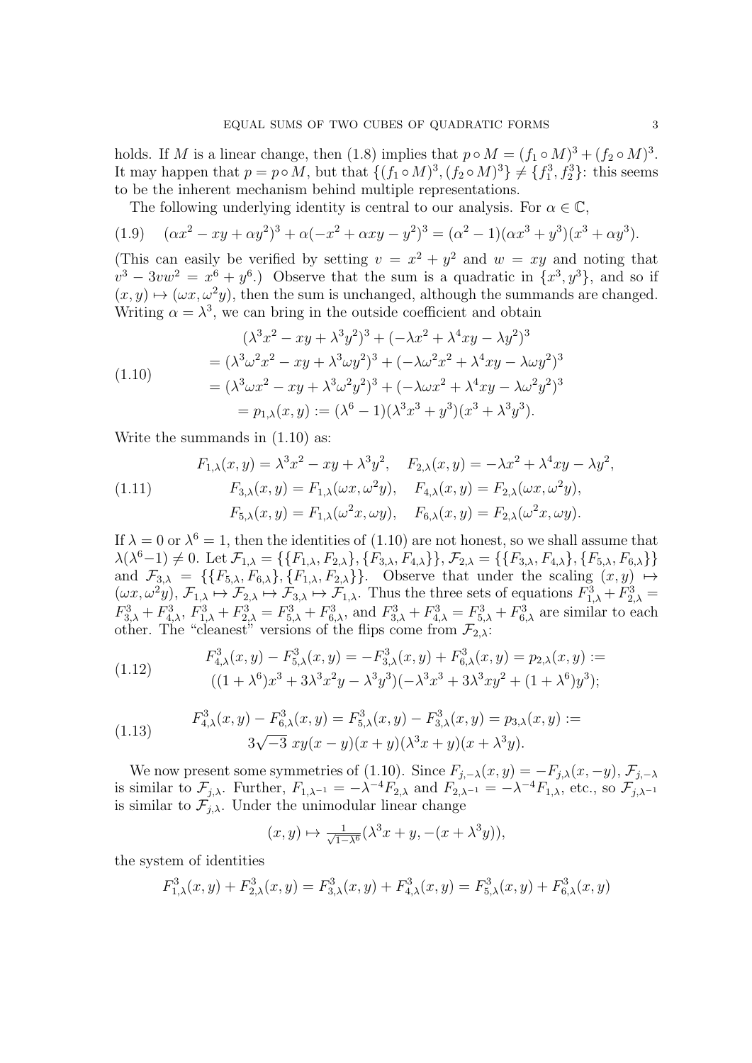holds. If $M$ is a linear change, then (1.8) implies that $p \circ M = (f_1 \circ M)^3 + (f_2 \circ M)^3$. It may happen that $p = p \circ M$, but that $\{(f_1 \circ M)^3, (f_2 \circ M)^3\} \neq \{f_1^3, f_2^3\}$: this seems to be the inherent mechanism behind multiple representations.

The following underlying identity is central to our analysis. For $\alpha \in \mathbb{C}$,

$$(\alpha x^2 - xy + \alpha y^2)^3 + \alpha(-x^2 + \alpha xy - y^2)^3 = (\alpha^2 - 1)(\alpha x^3 + y^3)(x^3 + \alpha y^3). \tag{1.9}$$

(This can easily be verified by setting $v = x^2 + y^2$ and $w = xy$ and noting that $v^3 - 3vw^2 = x^6 + y^6$.) Observe that the sum is a quadratic in $\{x^3, y^3\}$, and so if $(x, y) \mapsto (\omega x, \omega^2 y)$, then the sum is unchanged, although the summands are changed. Writing $\alpha = \lambda^3$, we can bring in the outside coefficient and obtain

$$\begin{aligned}
&(\lambda^3 x^2 - xy + \lambda^3 y^2)^3 + (-\lambda x^2 + \lambda^4 xy - \lambda y^2)^3 \\
&= (\lambda^3 \omega^2 x^2 - xy + \lambda^3 \omega y^2)^3 + (-\lambda \omega^2 x^2 + \lambda^4 xy - \lambda \omega y^2)^3 \\
&= (\lambda^3 \omega x^2 - xy + \lambda^3 \omega^2 y^2)^3 + (-\lambda \omega x^2 + \lambda^4 xy - \lambda \omega^2 y^2)^3 \\
&= p_{1,\lambda}(x, y) := (\lambda^6 - 1)(\lambda^3 x^3 + y^3)(x^3 + \lambda^3 y^3).
\end{aligned} \tag{1.10}$$

Write the summands in (1.10) as:

$$\begin{aligned}
F_{1,\lambda}(x, y) &= \lambda^3 x^2 - xy + \lambda^3 y^2, \quad F_{2,\lambda}(x, y) = -\lambda x^2 + \lambda^4 xy - \lambda y^2, \\
F_{3,\lambda}(x, y) &= F_{1,\lambda}(\omega x, \omega^2 y), \quad F_{4,\lambda}(x, y) = F_{2,\lambda}(\omega x, \omega^2 y), \\
F_{5,\lambda}(x, y) &= F_{1,\lambda}(\omega^2 x, \omega y), \quad F_{6,\lambda}(x, y) = F_{2,\lambda}(\omega^2 x, \omega y).
\end{aligned} \tag{1.11}$$

If $\lambda = 0$ or $\lambda^6 = 1$, then the identities of (1.10) are not honest, so we shall assume that $\lambda(\lambda^6 - 1) \neq 0$. Let $\mathcal{F}_{1,\lambda} = \{\{F_{1,\lambda}, F_{2,\lambda}\}, \{F_{3,\lambda}, F_{4,\lambda}\}\}$, $\mathcal{F}_{2,\lambda} = \{\{F_{3,\lambda}, F_{4,\lambda}\}, \{F_{5,\lambda}, F_{6,\lambda}\}\}$ and $\mathcal{F}_{3,\lambda} = \{\{F_{5,\lambda}, F_{6,\lambda}\}, \{F_{1,\lambda}, F_{2,\lambda}\}\}$. Observe that under the scaling $(x, y) \mapsto (\omega x, \omega^2 y)$, $\mathcal{F}_{1,\lambda} \mapsto \mathcal{F}_{2,\lambda} \mapsto \mathcal{F}_{3,\lambda} \mapsto \mathcal{F}_{1,\lambda}$. Thus the three sets of equations $F_{1,\lambda}^3 + F_{2,\lambda}^3 = F_{3,\lambda}^3 + F_{4,\lambda}^3$, $F_{1,\lambda}^3 + F_{2,\lambda}^3 = F_{5,\lambda}^3 + F_{6,\lambda}^3$, and $F_{3,\lambda}^3 + F_{4,\lambda}^3 = F_{5,\lambda}^3 + F_{6,\lambda}^3$ are similar to each other. The "cleanest" versions of the flips come from $\mathcal{F}_{2,\lambda}$:

$$\begin{aligned}
&F_{4,\lambda}^3(x, y) - F_{5,\lambda}^3(x, y) = -F_{3,\lambda}^3(x, y) + F_{6,\lambda}^3(x, y) = p_{2,\lambda}(x, y) := \\
&((1 + \lambda^6)x^3 + 3\lambda^3 x^2 y - \lambda^3 y^3)(-\lambda^3 x^3 + 3\lambda^3 xy^2 + (1 + \lambda^6)y^3);
\end{aligned} \tag{1.12}$$

$$\begin{aligned}
&F_{4,\lambda}^3(x, y) - F_{6,\lambda}^3(x, y) = F_{5,\lambda}^3(x, y) - F_{3,\lambda}^3(x, y) = p_{3,\lambda}(x, y) := \\
&3\sqrt{-3}\; xy(x - y)(x + y)(\lambda^3 x + y)(x + \lambda^3 y).
\end{aligned} \tag{1.13}$$

We now present some symmetries of (1.10). Since $F_{j,-\lambda}(x, y) = -F_{j,\lambda}(x, -y)$, $\mathcal{F}_{j,-\lambda}$ is similar to $\mathcal{F}_{j,\lambda}$. Further, $F_{1,\lambda^{-1}} = -\lambda^{-4} F_{2,\lambda}$ and $F_{2,\lambda^{-1}} = -\lambda^{-4} F_{1,\lambda}$, etc., so $\mathcal{F}_{j,\lambda^{-1}}$ is similar to $\mathcal{F}_{j,\lambda}$. Under the unimodular linear change

$$(x, y) \mapsto \tfrac{1}{\sqrt{1 - \lambda^6}}(\lambda^3 x + y, -(x + \lambda^3 y)),$$

the system of identities

$$F_{1,\lambda}^3(x, y) + F_{2,\lambda}^3(x, y) = F_{3,\lambda}^3(x, y) + F_{4,\lambda}^3(x, y) = F_{5,\lambda}^3(x, y) + F_{6,\lambda}^3(x, y)$$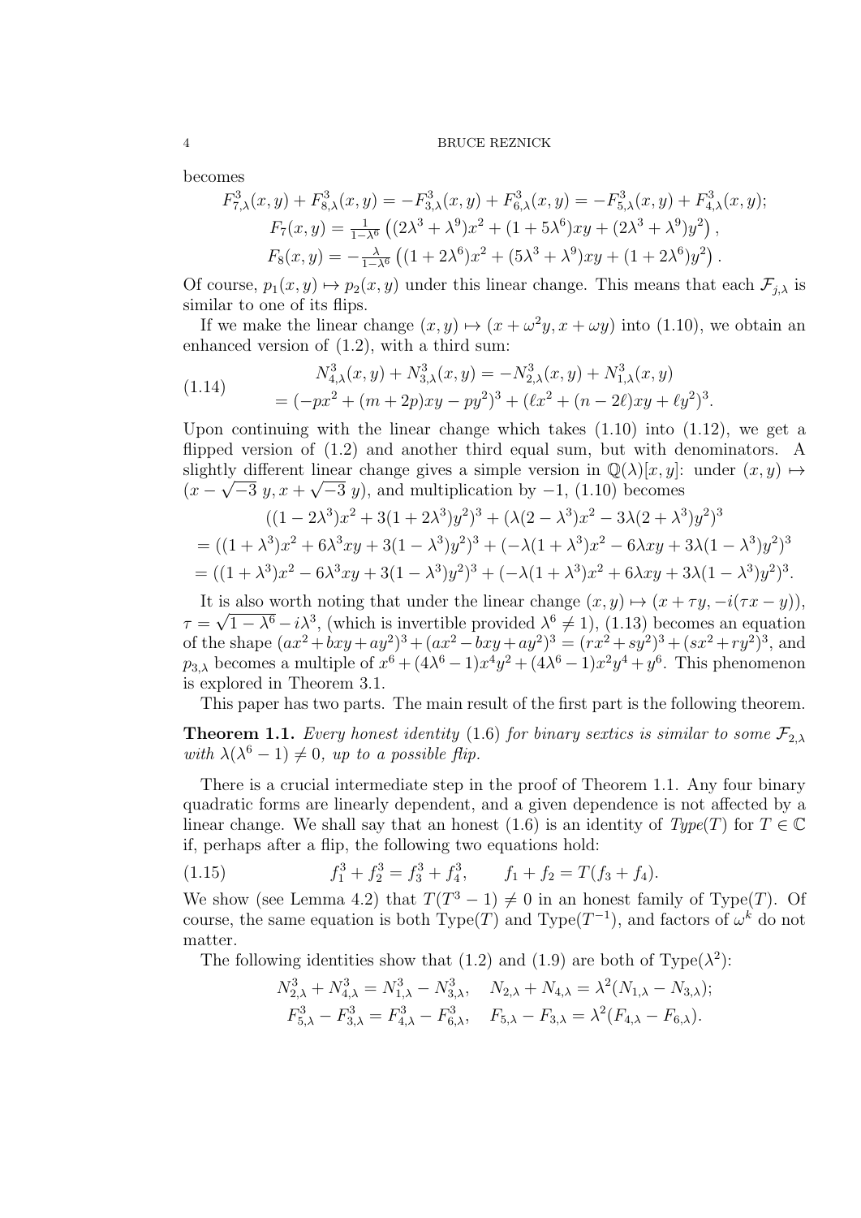becomes

$$F_{7,\lambda}^3(x,y) + F_{8,\lambda}^3(x,y) = -F_{3,\lambda}^3(x,y) + F_{6,\lambda}^3(x,y) = -F_{5,\lambda}^3(x,y) + F_{4,\lambda}^3(x,y);$$
$$F_7(x,y) = \tfrac{1}{1-\lambda^6}\left((2\lambda^3+\lambda^9)x^2 + (1+5\lambda^6)xy + (2\lambda^3+\lambda^9)y^2\right),$$
$$F_8(x,y) = -\tfrac{\lambda}{1-\lambda^6}\left((1+2\lambda^6)x^2 + (5\lambda^3+\lambda^9)xy + (1+2\lambda^6)y^2\right).$$

Of course, $p_1(x,y) \mapsto p_2(x,y)$ under this linear change. This means that each $\mathcal{F}_{j,\lambda}$ is similar to one of its flips.

If we make the linear change $(x,y) \mapsto (x+\omega^2 y, x+\omega y)$ into (1.10), we obtain an enhanced version of (1.2), with a third sum:

$$\begin{aligned} N_{4,\lambda}^3(x,y) + N_{3,\lambda}^3(x,y) &= -N_{2,\lambda}^3(x,y) + N_{1,\lambda}^3(x,y) \\ &= (-px^2 + (m+2p)xy - py^2)^3 + (\ell x^2 + (n-2\ell)xy + \ell y^2)^3. \end{aligned} \tag{1.14}$$

Upon continuing with the linear change which takes (1.10) into (1.12), we get a flipped version of (1.2) and another third equal sum, but with denominators. A slightly different linear change gives a simple version in $\mathbb{Q}(\lambda)[x,y]$: under $(x,y) \mapsto (x - \sqrt{-3}\,y, x + \sqrt{-3}\,y)$, and multiplication by $-1$, (1.10) becomes

$$\begin{aligned} &((1-2\lambda^3)x^2 + 3(1+2\lambda^3)y^2)^3 + (\lambda(2-\lambda^3)x^2 - 3\lambda(2+\lambda^3)y^2)^3 \\ &= ((1+\lambda^3)x^2 + 6\lambda^3 xy + 3(1-\lambda^3)y^2)^3 + (-\lambda(1+\lambda^3)x^2 - 6\lambda xy + 3\lambda(1-\lambda^3)y^2)^3 \\ &= ((1+\lambda^3)x^2 - 6\lambda^3 xy + 3(1-\lambda^3)y^2)^3 + (-\lambda(1+\lambda^3)x^2 + 6\lambda xy + 3\lambda(1-\lambda^3)y^2)^3. \end{aligned}$$

It is also worth noting that under the linear change $(x,y) \mapsto (x+\tau y, -i(\tau x - y))$, $\tau = \sqrt{1-\lambda^6} - i\lambda^3$, (which is invertible provided $\lambda^6 \neq 1$), (1.13) becomes an equation of the shape $(ax^2+bxy+ay^2)^3 + (ax^2-bxy+ay^2)^3 = (rx^2+sy^2)^3 + (sx^2+ry^2)^3$, and $p_{3,\lambda}$ becomes a multiple of $x^6 + (4\lambda^6-1)x^4y^2 + (4\lambda^6-1)x^2y^4 + y^6$. This phenomenon is explored in Theorem 3.1.

This paper has two parts. The main result of the first part is the following theorem.

**Theorem 1.1.** *Every honest identity (1.6) for binary sextics is similar to some $\mathcal{F}_{2,\lambda}$ with $\lambda(\lambda^6-1) \neq 0$, up to a possible flip.*

There is a crucial intermediate step in the proof of Theorem 1.1. Any four binary quadratic forms are linearly dependent, and a given dependence is not affected by a linear change. We shall say that an honest (1.6) is an identity of *Type*$(T)$ for $T \in \mathbb{C}$ if, perhaps after a flip, the following two equations hold:

$$f_1^3 + f_2^3 = f_3^3 + f_4^3, \qquad f_1 + f_2 = T(f_3 + f_4). \tag{1.15}$$

We show (see Lemma 4.2) that $T(T^3-1) \neq 0$ in an honest family of Type$(T)$. Of course, the same equation is both Type$(T)$ and Type$(T^{-1})$, and factors of $\omega^k$ do not matter.

The following identities show that (1.2) and (1.9) are both of Type$(\lambda^2)$:

$$N_{2,\lambda}^3 + N_{4,\lambda}^3 = N_{1,\lambda}^3 - N_{3,\lambda}^3, \quad N_{2,\lambda} + N_{4,\lambda} = \lambda^2(N_{1,\lambda} - N_{3,\lambda});$$
$$F_{5,\lambda}^3 - F_{3,\lambda}^3 = F_{4,\lambda}^3 - F_{6,\lambda}^3, \quad F_{5,\lambda} - F_{3,\lambda} = \lambda^2(F_{4,\lambda} - F_{6,\lambda}).$$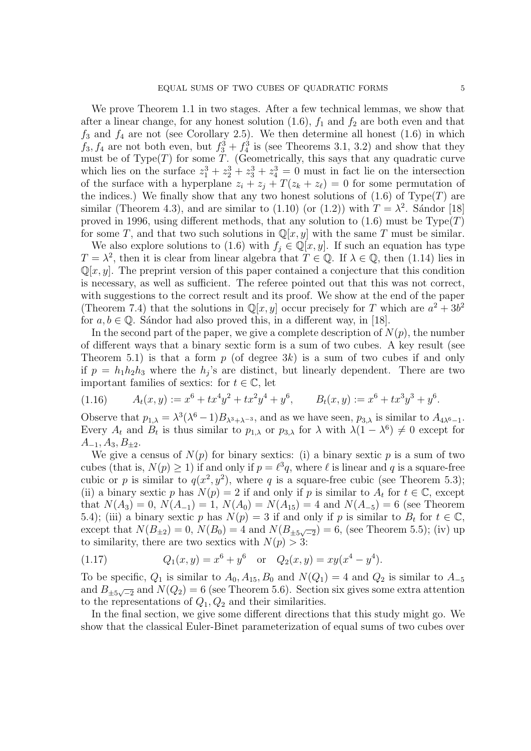We prove Theorem 1.1 in two stages. After a few technical lemmas, we show that after a linear change, for any honest solution (1.6), $f_1$ and $f_2$ are both even and that $f_3$ and $f_4$ are not (see Corollary 2.5). We then determine all honest (1.6) in which $f_3, f_4$ are not both even, but $f_3^3 + f_4^3$ is (see Theorems 3.1, 3.2) and show that they must be of Type($T$) for some $T$. (Geometrically, this says that any quadratic curve which lies on the surface $z_1^3 + z_2^3 + z_3^3 + z_4^3 = 0$ must in fact lie on the intersection of the surface with a hyperplane $z_i + z_j + T(z_k + z_\ell) = 0$ for some permutation of the indices.) We finally show that any two honest solutions of (1.6) of Type($T$) are similar (Theorem 4.3), and are similar to (1.10) (or (1.2)) with $T = \lambda^2$. Sándor [18] proved in 1996, using different methods, that any solution to (1.6) must be Type($T$) for some $T$, and that two such solutions in $\mathbb{Q}[x, y]$ with the same $T$ must be similar.

We also explore solutions to (1.6) with $f_j \in \mathbb{Q}[x, y]$. If such an equation has type $T = \lambda^2$, then it is clear from linear algebra that $T \in \mathbb{Q}$. If $\lambda \in \mathbb{Q}$, then (1.14) lies in $\mathbb{Q}[x, y]$. The preprint version of this paper contained a conjecture that this condition is necessary, as well as sufficient. The referee pointed out that this was not correct, with suggestions to the correct result and its proof. We show at the end of the paper (Theorem 7.4) that the solutions in $\mathbb{Q}[x, y]$ occur precisely for $T$ which are $a^2 + 3b^2$ for $a, b \in \mathbb{Q}$. Sándor had also proved this, in a different way, in [18].

In the second part of the paper, we give a complete description of $N(p)$, the number of different ways that a binary sextic form is a sum of two cubes. A key result (see Theorem 5.1) is that a form $p$ (of degree $3k$) is a sum of two cubes if and only if $p = h_1 h_2 h_3$ where the $h_j$'s are distinct, but linearly dependent. There are two important families of sextics: for $t \in \mathbb{C}$, let

$$A_t(x, y) := x^6 + tx^4y^2 + tx^2y^4 + y^6, \qquad B_t(x, y) := x^6 + tx^3y^3 + y^6. \tag{1.16}$$

Observe that $p_{1,\lambda} = \lambda^3(\lambda^6 - 1)B_{\lambda^3+\lambda^{-3}}$, and as we have seen, $p_{3,\lambda}$ is similar to $A_{4\lambda^6-1}$. Every $A_t$ and $B_t$ is thus similar to $p_{1,\lambda}$ or $p_{3,\lambda}$ for $\lambda$ with $\lambda(1 - \lambda^6) \neq 0$ except for $A_{-1}, A_3, B_{\pm 2}$.

We give a census of $N(p)$ for binary sextics: (i) a binary sextic $p$ is a sum of two cubes (that is, $N(p) \geq 1$) if and only if $p = \ell^3 q$, where $\ell$ is linear and $q$ is a square-free cubic or $p$ is similar to $q(x^2, y^2)$, where $q$ is a square-free cubic (see Theorem 5.3); (ii) a binary sextic $p$ has $N(p) = 2$ if and only if $p$ is similar to $A_t$ for $t \in \mathbb{C}$, except that $N(A_3) = 0$, $N(A_{-1}) = 1$, $N(A_0) = N(A_{15}) = 4$ and $N(A_{-5}) = 6$ (see Theorem 5.4); (iii) a binary sextic $p$ has $N(p) = 3$ if and only if $p$ is similar to $B_t$ for $t \in \mathbb{C}$, except that $N(B_{\pm 2}) = 0$, $N(B_0) = 4$ and $N(B_{\pm 5\sqrt{-2}}) = 6$, (see Theorem 5.5); (iv) up to similarity, there are two sextics with $N(p) > 3$:

$$Q_1(x, y) = x^6 + y^6 \quad \text{or} \quad Q_2(x, y) = xy(x^4 - y^4). \tag{1.17}$$

To be specific, $Q_1$ is similar to $A_0, A_{15}, B_0$ and $N(Q_1) = 4$ and $Q_2$ is similar to $A_{-5}$ and $B_{\pm 5\sqrt{-2}}$ and $N(Q_2) = 6$ (see Theorem 5.6). Section six gives some extra attention to the representations of $Q_1, Q_2$ and their similarities.

In the final section, we give some different directions that this study might go. We show that the classical Euler-Binet parameterization of equal sums of two cubes over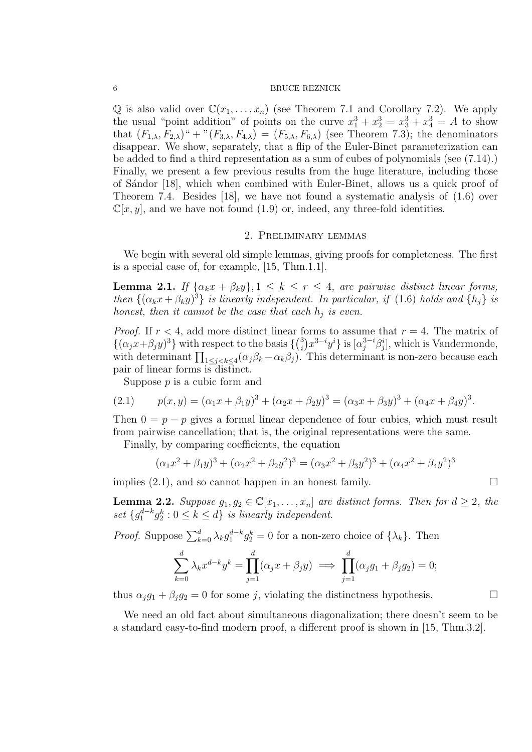$\mathbb{Q}$ is also valid over $\mathbb{C}(x_1, \dots, x_n)$ (see Theorem 7.1 and Corollary 7.2). We apply the usual "point addition" of points on the curve $x_1^3 + x_2^3 = x_3^3 + x_4^3 = A$ to show that $(F_{1,\lambda}, F_{2,\lambda})$ "+" $(F_{3,\lambda}, F_{4,\lambda}) = (F_{5,\lambda}, F_{6,\lambda})$ (see Theorem 7.3); the denominators disappear. We show, separately, that a flip of the Euler-Binet parameterization can be added to find a third representation as a sum of cubes of polynomials (see (7.14).) Finally, we present a few previous results from the huge literature, including those of Sándor [18], which when combined with Euler-Binet, allows us a quick proof of Theorem 7.4. Besides [18], we have not found a systematic analysis of (1.6) over $\mathbb{C}[x, y]$, and we have not found (1.9) or, indeed, any three-fold identities.

## 2. Preliminary lemmas

We begin with several old simple lemmas, giving proofs for completeness. The first is a special case of, for example, [15, Thm.1.1].

**Lemma 2.1.** *If $\{\alpha_k x + \beta_k y\}, 1 \le k \le r \le 4$, are pairwise distinct linear forms, then $\{(\alpha_k x + \beta_k y)^3\}$ is linearly independent. In particular, if (1.6) holds and $\{h_j\}$ is honest, then it cannot be the case that each $h_j$ is even.*

*Proof.* If $r < 4$, add more distinct linear forms to assume that $r = 4$. The matrix of $\{(\alpha_j x + \beta_j y)^3\}$ with respect to the basis $\{\binom{3}{i} x^{3-i} y^i\}$ is $[\alpha_j^{3-i}\beta_j^i]$, which is Vandermonde, with determinant $\prod_{1 \le j < k \le 4}(\alpha_j \beta_k - \alpha_k \beta_j)$. This determinant is non-zero because each pair of linear forms is distinct.

Suppose $p$ is a cubic form and

$$p(x, y) = (\alpha_1 x + \beta_1 y)^3 + (\alpha_2 x + \beta_2 y)^3 = (\alpha_3 x + \beta_3 y)^3 + (\alpha_4 x + \beta_4 y)^3. \tag{2.1}$$

Then $0 = p - p$ gives a formal linear dependence of four cubics, which must result from pairwise cancellation; that is, the original representations were the same.

Finally, by comparing coefficients, the equation

$$(\alpha_1 x^2 + \beta_1 y)^3 + (\alpha_2 x^2 + \beta_2 y^2)^3 = (\alpha_3 x^2 + \beta_3 y^2)^3 + (\alpha_4 x^2 + \beta_4 y^2)^3$$

implies (2.1), and so cannot happen in an honest family. □

**Lemma 2.2.** *Suppose $g_1, g_2 \in \mathbb{C}[x_1, \dots, x_n]$ are distinct forms. Then for $d \ge 2$, the set $\{g_1^{d-k} g_2^k : 0 \le k \le d\}$ is linearly independent.*

*Proof.* Suppose $\sum_{k=0}^{d} \lambda_k g_1^{d-k} g_2^k = 0$ for a non-zero choice of $\{\lambda_k\}$. Then

$$\sum_{k=0}^{d} \lambda_k x^{d-k} y^k = \prod_{j=1}^{d} (\alpha_j x + \beta_j y) \implies \prod_{j=1}^{d} (\alpha_j g_1 + \beta_j g_2) = 0;$$

thus $\alpha_j g_1 + \beta_j g_2 = 0$ for some $j$, violating the distinctness hypothesis. □

We need an old fact about simultaneous diagonalization; there doesn't seem to be a standard easy-to-find modern proof, a different proof is shown in [15, Thm.3.2].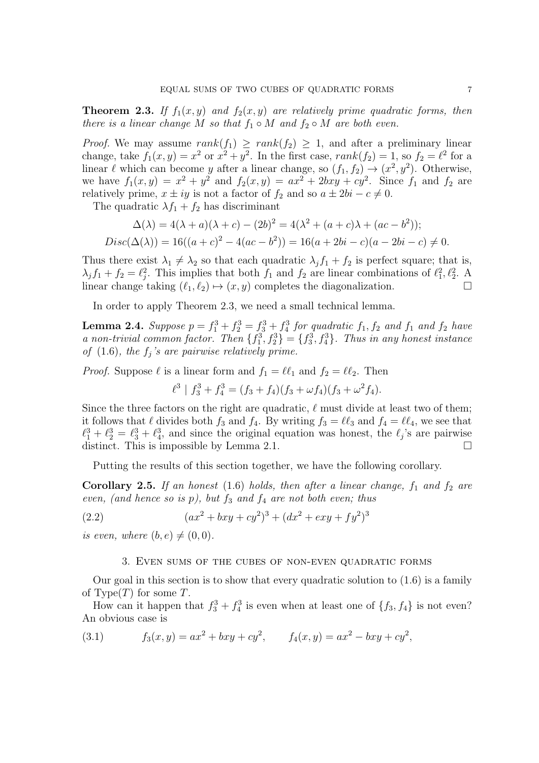**Theorem 2.3.** *If $f_1(x,y)$ and $f_2(x,y)$ are relatively prime quadratic forms, then there is a linear change $M$ so that $f_1 \circ M$ and $f_2 \circ M$ are both even.*

*Proof.* We may assume $rank(f_1) \ge rank(f_2) \ge 1$, and after a preliminary linear change, take $f_1(x,y) = x^2$ or $x^2 + y^2$. In the first case, $rank(f_2) = 1$, so $f_2 = \ell^2$ for a linear $\ell$ which can become $y$ after a linear change, so $(f_1, f_2) \to (x^2, y^2)$. Otherwise, we have $f_1(x,y) = x^2 + y^2$ and $f_2(x,y) = ax^2 + 2bxy + cy^2$. Since $f_1$ and $f_2$ are relatively prime, $x \pm iy$ is not a factor of $f_2$ and so $a \pm 2bi - c \ne 0$.

The quadratic $\lambda f_1 + f_2$ has discriminant

$$\Delta(\lambda) = 4(\lambda + a)(\lambda + c) - (2b)^2 = 4(\lambda^2 + (a+c)\lambda + (ac - b^2));$$

$$Disc(\Delta(\lambda)) = 16((a+c)^2 - 4(ac - b^2)) = 16(a + 2bi - c)(a - 2bi - c) \ne 0.$$

Thus there exist $\lambda_1 \ne \lambda_2$ so that each quadratic $\lambda_j f_1 + f_2$ is perfect square; that is, $\lambda_j f_1 + f_2 = \ell_j^2$. This implies that both $f_1$ and $f_2$ are linear combinations of $\ell_1^2, \ell_2^2$. A linear change taking $(\ell_1, \ell_2) \mapsto (x, y)$ completes the diagonalization. □

In order to apply Theorem 2.3, we need a small technical lemma.

**Lemma 2.4.** *Suppose $p = f_1^3 + f_2^3 = f_3^3 + f_4^3$ for quadratic $f_1, f_2$ and $f_1$ and $f_2$ have a non-trivial common factor. Then $\{f_1^3, f_2^3\} = \{f_3^3, f_4^3\}$. Thus in any honest instance of (1.6), the $f_j$'s are pairwise relatively prime.*

*Proof.* Suppose $\ell$ is a linear form and $f_1 = \ell\ell_1$ and $f_2 = \ell\ell_2$. Then

$$\ell^3 \mid f_3^3 + f_4^3 = (f_3 + f_4)(f_3 + \omega f_4)(f_3 + \omega^2 f_4).$$

Since the three factors on the right are quadratic, $\ell$ must divide at least two of them; it follows that $\ell$ divides both $f_3$ and $f_4$. By writing $f_3 = \ell\ell_3$ and $f_4 = \ell\ell_4$, we see that $\ell_1^3 + \ell_2^3 = \ell_3^3 + \ell_4^3$, and since the original equation was honest, the $\ell_j$'s are pairwise distinct. This is impossible by Lemma 2.1. □

Putting the results of this section together, we have the following corollary.

**Corollary 2.5.** *If an honest (1.6) holds, then after a linear change, $f_1$ and $f_2$ are even, (and hence so is $p$), but $f_3$ and $f_4$ are not both even; thus*

$$(ax^2 + bxy + cy^2)^3 + (dx^2 + exy + fy^2)^3 \tag{2.2}$$

*is even, where $(b, e) \ne (0, 0)$.*

## 3. Even sums of the cubes of non-even quadratic forms

Our goal in this section is to show that every quadratic solution to (1.6) is a family of Type($T$) for some $T$.

How can it happen that $f_3^3 + f_4^3$ is even when at least one of $\{f_3, f_4\}$ is not even? An obvious case is

$$f_3(x,y) = ax^2 + bxy + cy^2, \qquad f_4(x,y) = ax^2 - bxy + cy^2, \tag{3.1}$$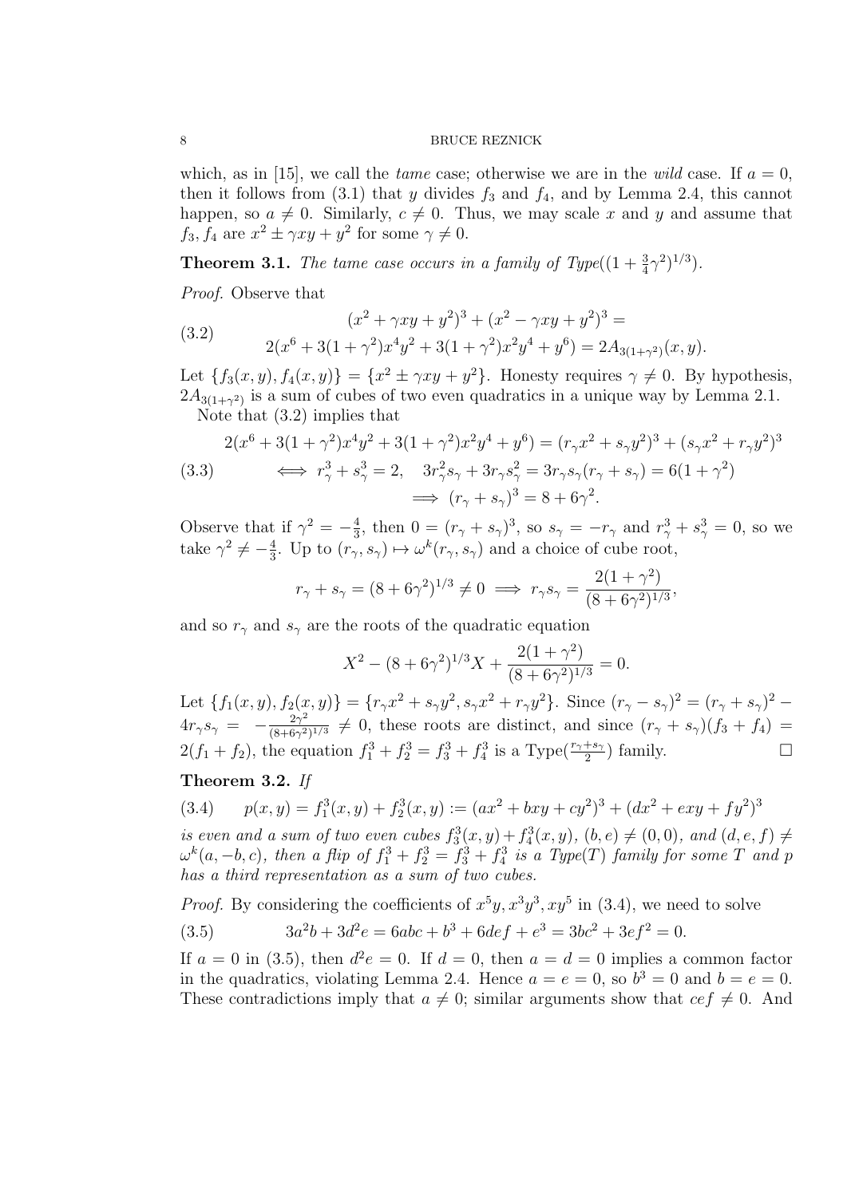which, as in [15], we call the *tame* case; otherwise we are in the *wild* case. If $a = 0$, then it follows from (3.1) that $y$ divides $f_3$ and $f_4$, and by Lemma 2.4, this cannot happen, so $a \neq 0$. Similarly, $c \neq 0$. Thus, we may scale $x$ and $y$ and assume that $f_3, f_4$ are $x^2 \pm \gamma xy + y^2$ for some $\gamma \neq 0$.

**Theorem 3.1.** *The tame case occurs in a family of Type$((1 + \frac{3}{4}\gamma^2)^{1/3})$.*

*Proof.* Observe that

$$
\begin{aligned}
&(x^2 + \gamma xy + y^2)^3 + (x^2 - \gamma xy + y^2)^3 = \\
&2(x^6 + 3(1+\gamma^2)x^4y^2 + 3(1+\gamma^2)x^2y^4 + y^6) = 2A_{3(1+\gamma^2)}(x,y).
\end{aligned}
\tag{3.2}
$$

Let $\{f_3(x,y), f_4(x,y)\} = \{x^2 \pm \gamma xy + y^2\}$. Honesty requires $\gamma \neq 0$. By hypothesis, $2A_{3(1+\gamma^2)}$ is a sum of cubes of two even quadratics in a unique way by Lemma 2.1.

Note that (3.2) implies that

$$
\begin{aligned}
&2(x^6 + 3(1+\gamma^2)x^4y^2 + 3(1+\gamma^2)x^2y^4 + y^6) = (r_\gamma x^2 + s_\gamma y^2)^3 + (s_\gamma x^2 + r_\gamma y^2)^3 \\
&\iff r_\gamma^3 + s_\gamma^3 = 2, \quad 3r_\gamma^2 s_\gamma + 3r_\gamma s_\gamma^2 = 3r_\gamma s_\gamma(r_\gamma + s_\gamma) = 6(1+\gamma^2) \\
&\implies (r_\gamma + s_\gamma)^3 = 8 + 6\gamma^2.
\end{aligned}
\tag{3.3}
$$

Observe that if $\gamma^2 = -\frac{4}{3}$, then $0 = (r_\gamma + s_\gamma)^3$, so $s_\gamma = -r_\gamma$ and $r_\gamma^3 + s_\gamma^3 = 0$, so we take $\gamma^2 \neq -\frac{4}{3}$. Up to $(r_\gamma, s_\gamma) \mapsto \omega^k(r_\gamma, s_\gamma)$ and a choice of cube root,

$$
r_\gamma + s_\gamma = (8 + 6\gamma^2)^{1/3} \neq 0 \implies r_\gamma s_\gamma = \frac{2(1+\gamma^2)}{(8+6\gamma^2)^{1/3}},
$$

and so $r_\gamma$ and $s_\gamma$ are the roots of the quadratic equation

$$
X^2 - (8 + 6\gamma^2)^{1/3} X + \frac{2(1+\gamma^2)}{(8+6\gamma^2)^{1/3}} = 0.
$$

Let $\{f_1(x,y), f_2(x,y)\} = \{r_\gamma x^2 + s_\gamma y^2, s_\gamma x^2 + r_\gamma y^2\}$. Since $(r_\gamma - s_\gamma)^2 = (r_\gamma + s_\gamma)^2 - 4r_\gamma s_\gamma = -\frac{2\gamma^2}{(8+6\gamma^2)^{1/3}} \neq 0$, these roots are distinct, and since $(r_\gamma + s_\gamma)(f_3 + f_4) = 2(f_1 + f_2)$, the equation $f_1^3 + f_2^3 = f_3^3 + f_4^3$ is a Type$(\frac{r_\gamma + s_\gamma}{2})$ family. $\square$

**Theorem 3.2.** *If*

$$
p(x,y) = f_1^3(x,y) + f_2^3(x,y) := (ax^2 + bxy + cy^2)^3 + (dx^2 + exy + fy^2)^3 \tag{3.4}
$$

*is even and a sum of two even cubes $f_3^3(x,y) + f_4^3(x,y)$, $(b,e) \neq (0,0)$, and $(d,e,f) \neq \omega^k(a,-b,c)$, then a flip of $f_1^3 + f_2^3 = f_3^3 + f_4^3$ is a Type$(T)$ family for some $T$ and $p$ has a third representation as a sum of two cubes.*

*Proof.* By considering the coefficients of $x^5y, x^3y^3, xy^5$ in (3.4), we need to solve

$$
3a^2b + 3d^2e = 6abc + b^3 + 6def + e^3 = 3bc^2 + 3ef^2 = 0. \tag{3.5}
$$

If $a = 0$ in (3.5), then $d^2e = 0$. If $d = 0$, then $a = d = 0$ implies a common factor in the quadratics, violating Lemma 2.4. Hence $a = e = 0$, so $b^3 = 0$ and $b = e = 0$. These contradictions imply that $a \neq 0$; similar arguments show that $cef \neq 0$. And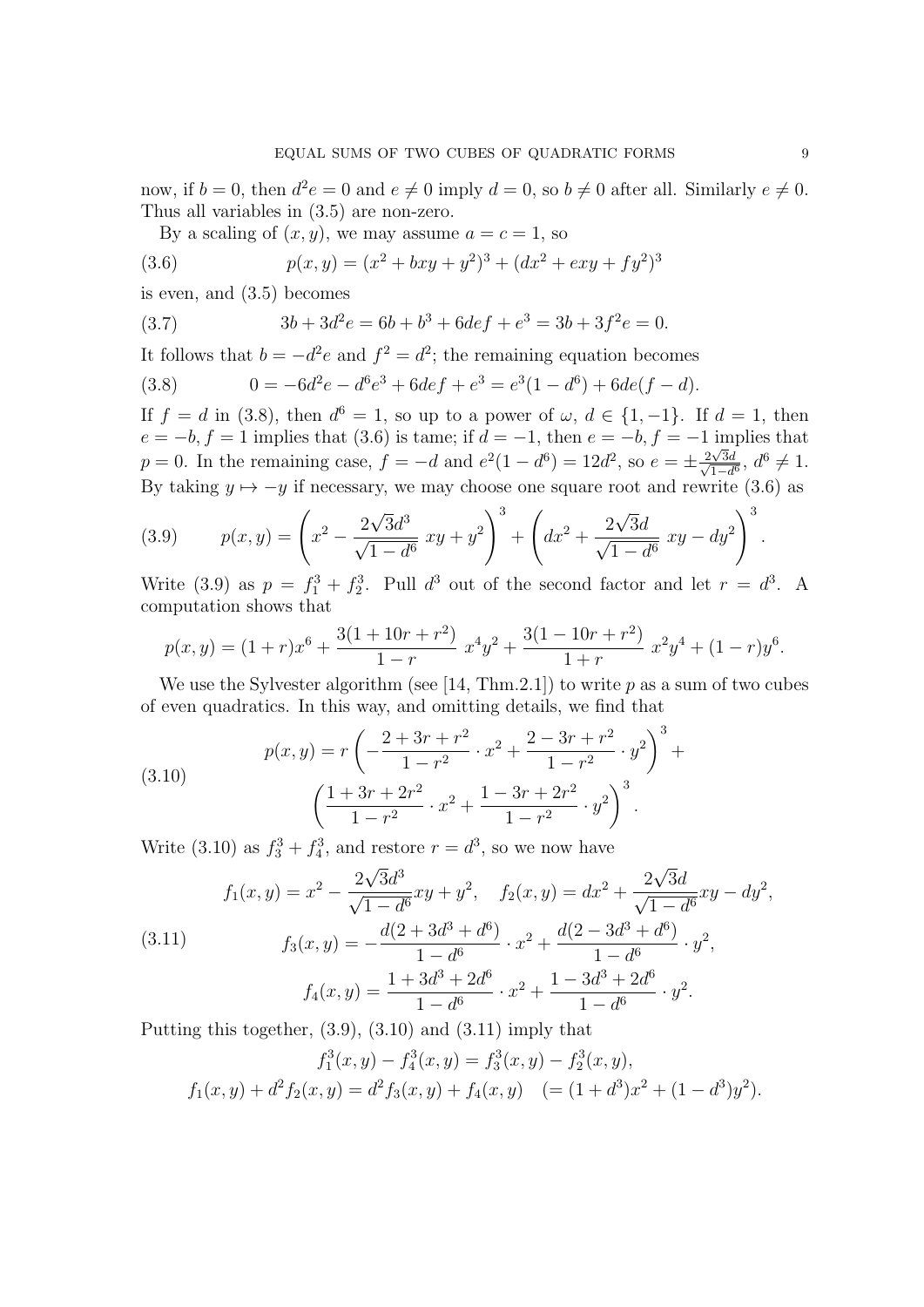now, if $b = 0$, then $d^2e = 0$ and $e \neq 0$ imply $d = 0$, so $b \neq 0$ after all. Similarly $e \neq 0$. Thus all variables in (3.5) are non-zero.

By a scaling of $(x, y)$, we may assume $a = c = 1$, so

$$p(x,y) = (x^2 + bxy + y^2)^3 + (dx^2 + exy + fy^2)^3 \tag{3.6}$$

is even, and (3.5) becomes

$$3b + 3d^2e = 6b + b^3 + 6def + e^3 = 3b + 3f^2e = 0. \tag{3.7}$$

It follows that $b = -d^2e$ and $f^2 = d^2$; the remaining equation becomes

$$0 = -6d^2e - d^6e^3 + 6def + e^3 = e^3(1 - d^6) + 6de(f - d). \tag{3.8}$$

If $f = d$ in (3.8), then $d^6 = 1$, so up to a power of $\omega$, $d \in \{1, -1\}$. If $d = 1$, then $e = -b, f = 1$ implies that (3.6) is tame; if $d = -1$, then $e = -b, f = -1$ implies that $p = 0$. In the remaining case, $f = -d$ and $e^2(1 - d^6) = 12d^2$, so $e = \pm \frac{2\sqrt{3}d}{\sqrt{1-d^6}}$, $d^6 \neq 1$. By taking $y \mapsto -y$ if necessary, we may choose one square root and rewrite (3.6) as

$$p(x,y) = \left(x^2 - \frac{2\sqrt{3}d^3}{\sqrt{1-d^6}}\ xy + y^2\right)^3 + \left(dx^2 + \frac{2\sqrt{3}d}{\sqrt{1-d^6}}\ xy - dy^2\right)^3. \tag{3.9}$$

Write (3.9) as $p = f_1^3 + f_2^3$. Pull $d^3$ out of the second factor and let $r = d^3$. A computation shows that

$$p(x,y) = (1+r)x^6 + \frac{3(1+10r+r^2)}{1-r}\ x^4y^2 + \frac{3(1-10r+r^2)}{1+r}\ x^2y^4 + (1-r)y^6.$$

We use the Sylvester algorithm (see [14, Thm.2.1]) to write $p$ as a sum of two cubes of even quadratics. In this way, and omitting details, we find that

$$\begin{aligned} p(x,y) = r\left(-\frac{2+3r+r^2}{1-r^2}\cdot x^2 + \frac{2-3r+r^2}{1-r^2}\cdot y^2\right)^3 + \\ \left(\frac{1+3r+2r^2}{1-r^2}\cdot x^2 + \frac{1-3r+2r^2}{1-r^2}\cdot y^2\right)^3. \end{aligned} \tag{3.10}$$

Write (3.10) as $f_3^3 + f_4^3$, and restore $r = d^3$, so we now have

$$\begin{aligned} f_1(x,y) &= x^2 - \frac{2\sqrt{3}d^3}{\sqrt{1-d^6}}xy + y^2, \quad f_2(x,y) = dx^2 + \frac{2\sqrt{3}d}{\sqrt{1-d^6}}xy - dy^2, \\ f_3(x,y) &= -\frac{d(2+3d^3+d^6)}{1-d^6}\cdot x^2 + \frac{d(2-3d^3+d^6)}{1-d^6}\cdot y^2, \\ f_4(x,y) &= \frac{1+3d^3+2d^6}{1-d^6}\cdot x^2 + \frac{1-3d^3+2d^6}{1-d^6}\cdot y^2. \end{aligned} \tag{3.11}$$

Putting this together, (3.9), (3.10) and (3.11) imply that

$$f_1^3(x,y) - f_4^3(x,y) = f_3^3(x,y) - f_2^3(x,y),$$
$$f_1(x,y) + d^2f_2(x,y) = d^2f_3(x,y) + f_4(x,y) \quad (= (1+d^3)x^2 + (1-d^3)y^2).$$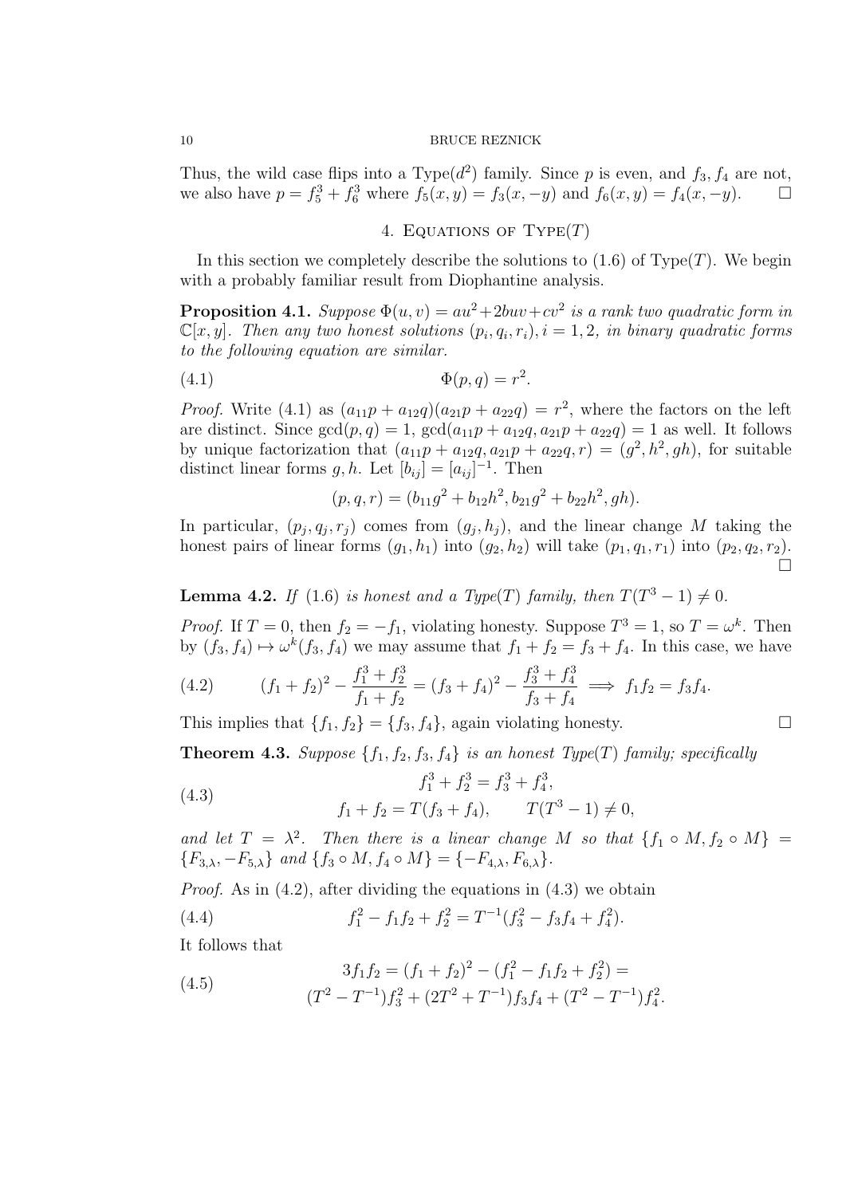Thus, the wild case flips into a Type($d^2$) family. Since $p$ is even, and $f_3, f_4$ are not, we also have $p = f_5^3 + f_6^3$ where $f_5(x,y) = f_3(x,-y)$ and $f_6(x,y) = f_4(x,-y)$. $\square$

## 4. Equations of Type($T$)

In this section we completely describe the solutions to (1.6) of Type($T$). We begin with a probably familiar result from Diophantine analysis.

**Proposition 4.1.** *Suppose $\Phi(u,v) = au^2 + 2buv + cv^2$ is a rank two quadratic form in $\mathbb{C}[x,y]$. Then any two honest solutions $(p_i, q_i, r_i), i = 1, 2$, in binary quadratic forms to the following equation are similar.*

$$\Phi(p,q) = r^2. \tag{4.1}$$

*Proof.* Write (4.1) as $(a_{11}p + a_{12}q)(a_{21}p + a_{22}q) = r^2$, where the factors on the left are distinct. Since $\gcd(p,q) = 1$, $\gcd(a_{11}p + a_{12}q, a_{21}p + a_{22}q) = 1$ as well. It follows by unique factorization that $(a_{11}p + a_{12}q, a_{21}p + a_{22}q, r) = (g^2, h^2, gh)$, for suitable distinct linear forms $g, h$. Let $[b_{ij}] = [a_{ij}]^{-1}$. Then

$$(p, q, r) = (b_{11}g^2 + b_{12}h^2, b_{21}g^2 + b_{22}h^2, gh).$$

In particular, $(p_j, q_j, r_j)$ comes from $(g_j, h_j)$, and the linear change $M$ taking the honest pairs of linear forms $(g_1, h_1)$ into $(g_2, h_2)$ will take $(p_1, q_1, r_1)$ into $(p_2, q_2, r_2)$. $\square$

**Lemma 4.2.** *If (1.6) is honest and a Type($T$) family, then $T(T^3 - 1) \neq 0$.*

*Proof.* If $T = 0$, then $f_2 = -f_1$, violating honesty. Suppose $T^3 = 1$, so $T = \omega^k$. Then by $(f_3, f_4) \mapsto \omega^k(f_3, f_4)$ we may assume that $f_1 + f_2 = f_3 + f_4$. In this case, we have

$$(f_1 + f_2)^2 - \frac{f_1^3 + f_2^3}{f_1 + f_2} = (f_3 + f_4)^2 - \frac{f_3^3 + f_4^3}{f_3 + f_4} \implies f_1 f_2 = f_3 f_4. \tag{4.2}$$

This implies that $\{f_1, f_2\} = \{f_3, f_4\}$, again violating honesty. $\square$

**Theorem 4.3.** *Suppose $\{f_1, f_2, f_3, f_4\}$ is an honest Type($T$) family; specifically*

$$\begin{aligned} f_1^3 + f_2^3 &= f_3^3 + f_4^3, \\ f_1 + f_2 &= T(f_3 + f_4), \qquad T(T^3 - 1) \neq 0, \end{aligned} \tag{4.3}$$

*and let $T = \lambda^2$. Then there is a linear change $M$ so that $\{f_1 \circ M, f_2 \circ M\} = \{F_{3,\lambda}, -F_{5,\lambda}\}$ and $\{f_3 \circ M, f_4 \circ M\} = \{-F_{4,\lambda}, F_{6,\lambda}\}$.*

*Proof.* As in (4.2), after dividing the equations in (4.3) we obtain

$$f_1^2 - f_1 f_2 + f_2^2 = T^{-1}(f_3^2 - f_3 f_4 + f_4^2). \tag{4.4}$$

It follows that

$$\begin{aligned} 3 f_1 f_2 &= (f_1 + f_2)^2 - (f_1^2 - f_1 f_2 + f_2^2) = \\ &(T^2 - T^{-1}) f_3^2 + (2T^2 + T^{-1}) f_3 f_4 + (T^2 - T^{-1}) f_4^2. \end{aligned} \tag{4.5}$$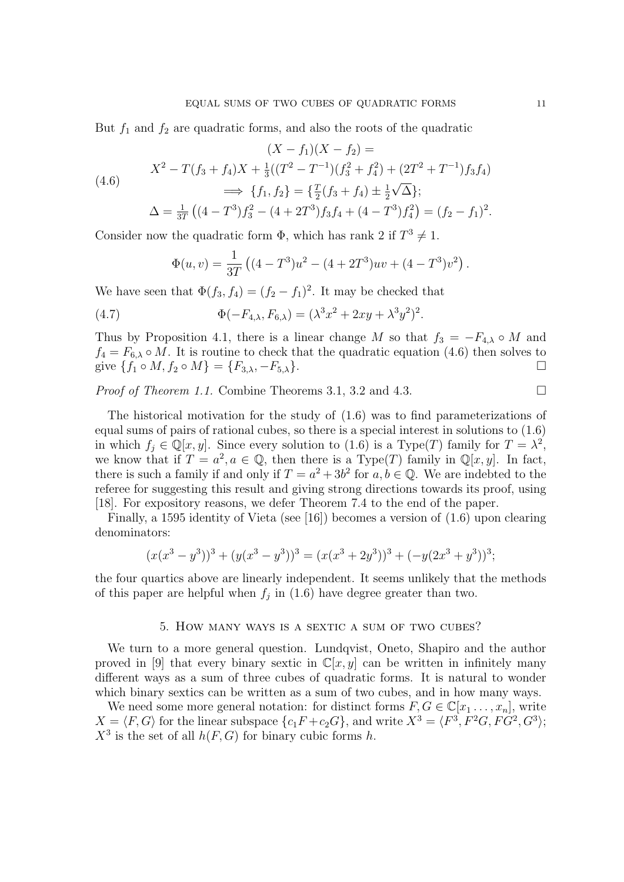But $f_1$ and $f_2$ are quadratic forms, and also the roots of the quadratic

$$
\begin{aligned}
&(X - f_1)(X - f_2) = \\
&X^2 - T(f_3 + f_4)X + \tfrac{1}{3}((T^2 - T^{-1})(f_3^2 + f_4^2) + (2T^2 + T^{-1})f_3 f_4) \\
&\implies \{f_1, f_2\} = \{\tfrac{T}{2}(f_3 + f_4) \pm \tfrac{1}{2}\sqrt{\Delta}\}; \\
&\Delta = \tfrac{1}{3T}\left((4 - T^3)f_3^2 - (4 + 2T^3)f_3 f_4 + (4 - T^3)f_4^2\right) = (f_2 - f_1)^2.
\end{aligned}
\tag{4.6}
$$

Consider now the quadratic form $\Phi$, which has rank 2 if $T^3 \neq 1$.

$$
\Phi(u, v) = \frac{1}{3T}\left((4 - T^3)u^2 - (4 + 2T^3)uv + (4 - T^3)v^2\right).
$$

We have seen that $\Phi(f_3, f_4) = (f_2 - f_1)^2$. It may be checked that

$$
\Phi(-F_{4,\lambda}, F_{6,\lambda}) = (\lambda^3 x^2 + 2xy + \lambda^3 y^2)^2. \tag{4.7}
$$

Thus by Proposition 4.1, there is a linear change $M$ so that $f_3 = -F_{4,\lambda} \circ M$ and $f_4 = F_{6,\lambda} \circ M$. It is routine to check that the quadratic equation (4.6) then solves to give $\{f_1 \circ M, f_2 \circ M\} = \{F_{3,\lambda}, -F_{5,\lambda}\}$. □

*Proof of Theorem 1.1.* Combine Theorems 3.1, 3.2 and 4.3. □

The historical motivation for the study of (1.6) was to find parameterizations of equal sums of pairs of rational cubes, so there is a special interest in solutions to (1.6) in which $f_j \in \mathbb{Q}[x, y]$. Since every solution to (1.6) is a Type($T$) family for $T = \lambda^2$, we know that if $T = a^2, a \in \mathbb{Q}$, then there is a Type($T$) family in $\mathbb{Q}[x, y]$. In fact, there is such a family if and only if $T = a^2 + 3b^2$ for $a, b \in \mathbb{Q}$. We are indebted to the referee for suggesting this result and giving strong directions towards its proof, using [18]. For expository reasons, we defer Theorem 7.4 to the end of the paper.

Finally, a 1595 identity of Vieta (see [16]) becomes a version of (1.6) upon clearing denominators:

$$
(x(x^3 - y^3))^3 + (y(x^3 - y^3))^3 = (x(x^3 + 2y^3))^3 + (-y(2x^3 + y^3))^3;
$$

the four quartics above are linearly independent. It seems unlikely that the methods of this paper are helpful when $f_j$ in (1.6) have degree greater than two.

## 5. How many ways is a sextic a sum of two cubes?

We turn to a more general question. Lundqvist, Oneto, Shapiro and the author proved in [9] that every binary sextic in $\mathbb{C}[x, y]$ can be written in infinitely many different ways as a sum of three cubes of quadratic forms. It is natural to wonder which binary sextics can be written as a sum of two cubes, and in how many ways.

We need some more general notation: for distinct forms $F, G \in \mathbb{C}[x_1 \dots, x_n]$, write $X = \langle F, G\rangle$ for the linear subspace $\{c_1 F + c_2 G\}$, and write $X^3 = \langle F^3, F^2 G, F G^2, G^3\rangle$; $X^3$ is the set of all $h(F, G)$ for binary cubic forms $h$.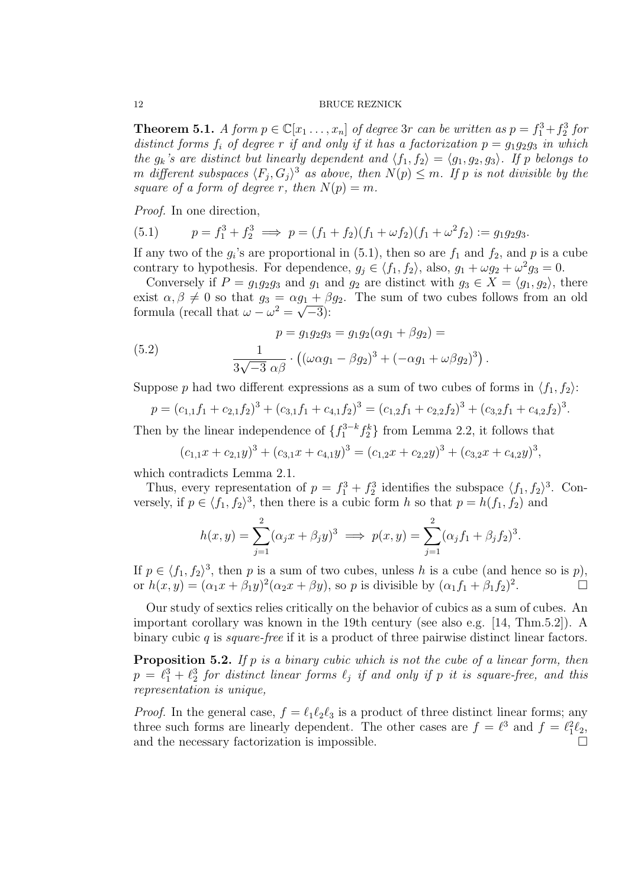**Theorem 5.1.** *A form $p \in \mathbb{C}[x_1 \dots, x_n]$ of degree $3r$ can be written as $p = f_1^3 + f_2^3$ for distinct forms $f_i$ of degree $r$ if and only if it has a factorization $p = g_1 g_2 g_3$ in which the $g_k$'s are distinct but linearly dependent and $\langle f_1, f_2 \rangle = \langle g_1, g_2, g_3 \rangle$. If $p$ belongs to $m$ different subspaces $\langle F_j, G_j \rangle^3$ as above, then $N(p) \le m$. If $p$ is not divisible by the square of a form of degree $r$, then $N(p) = m$.*

*Proof.* In one direction,

$$p = f_1^3 + f_2^3 \implies p = (f_1 + f_2)(f_1 + \omega f_2)(f_1 + \omega^2 f_2) := g_1 g_2 g_3. \tag{5.1}$$

If any two of the $g_i$'s are proportional in (5.1), then so are $f_1$ and $f_2$, and $p$ is a cube contrary to hypothesis. For dependence, $g_j \in \langle f_1, f_2 \rangle$, also, $g_1 + \omega g_2 + \omega^2 g_3 = 0$.

Conversely if $P = g_1 g_2 g_3$ and $g_1$ and $g_2$ are distinct with $g_3 \in X = \langle g_1, g_2 \rangle$, there exist $\alpha, \beta \ne 0$ so that $g_3 = \alpha g_1 + \beta g_2$. The sum of two cubes follows from an old formula (recall that $\omega - \omega^2 = \sqrt{-3}$):

$$\begin{gathered} p = g_1 g_2 g_3 = g_1 g_2 (\alpha g_1 + \beta g_2) = \\ \frac{1}{3\sqrt{-3}\,\alpha\beta} \cdot \left( (\omega \alpha g_1 - \beta g_2)^3 + (-\alpha g_1 + \omega \beta g_2)^3 \right). \end{gathered} \tag{5.2}$$

Suppose $p$ had two different expressions as a sum of two cubes of forms in $\langle f_1, f_2 \rangle$:

$$p = (c_{1,1} f_1 + c_{2,1} f_2)^3 + (c_{3,1} f_1 + c_{4,1} f_2)^3 = (c_{1,2} f_1 + c_{2,2} f_2)^3 + (c_{3,2} f_1 + c_{4,2} f_2)^3.$$

Then by the linear independence of $\{f_1^{3-k} f_2^k\}$ from Lemma 2.2, it follows that

$$(c_{1,1} x + c_{2,1} y)^3 + (c_{3,1} x + c_{4,1} y)^3 = (c_{1,2} x + c_{2,2} y)^3 + (c_{3,2} x + c_{4,2} y)^3,$$

which contradicts Lemma 2.1.

Thus, every representation of $p = f_1^3 + f_2^3$ identifies the subspace $\langle f_1, f_2 \rangle^3$. Conversely, if $p \in \langle f_1, f_2 \rangle^3$, then there is a cubic form $h$ so that $p = h(f_1, f_2)$ and

$$h(x, y) = \sum_{j=1}^{2} (\alpha_j x + \beta_j y)^3 \implies p(x, y) = \sum_{j=1}^{2} (\alpha_j f_1 + \beta_j f_2)^3.$$

If $p \in \langle f_1, f_2 \rangle^3$, then $p$ is a sum of two cubes, unless $h$ is a cube (and hence so is $p$), or $h(x, y) = (\alpha_1 x + \beta_1 y)^2 (\alpha_2 x + \beta y)$, so $p$ is divisible by $(\alpha_1 f_1 + \beta_1 f_2)^2$. $\square$

Our study of sextics relies critically on the behavior of cubics as a sum of cubes. An important corollary was known in the 19th century (see also e.g. [14, Thm.5.2]). A binary cubic $q$ is *square-free* if it is a product of three pairwise distinct linear factors.

**Proposition 5.2.** *If $p$ is a binary cubic which is not the cube of a linear form, then $p = \ell_1^3 + \ell_2^3$ for distinct linear forms $\ell_j$ if and only if $p$ it is square-free, and this representation is unique,*

*Proof.* In the general case, $f = \ell_1 \ell_2 \ell_3$ is a product of three distinct linear forms; any three such forms are linearly dependent. The other cases are $f = \ell^3$ and $f = \ell_1^2 \ell_2$, and the necessary factorization is impossible. $\square$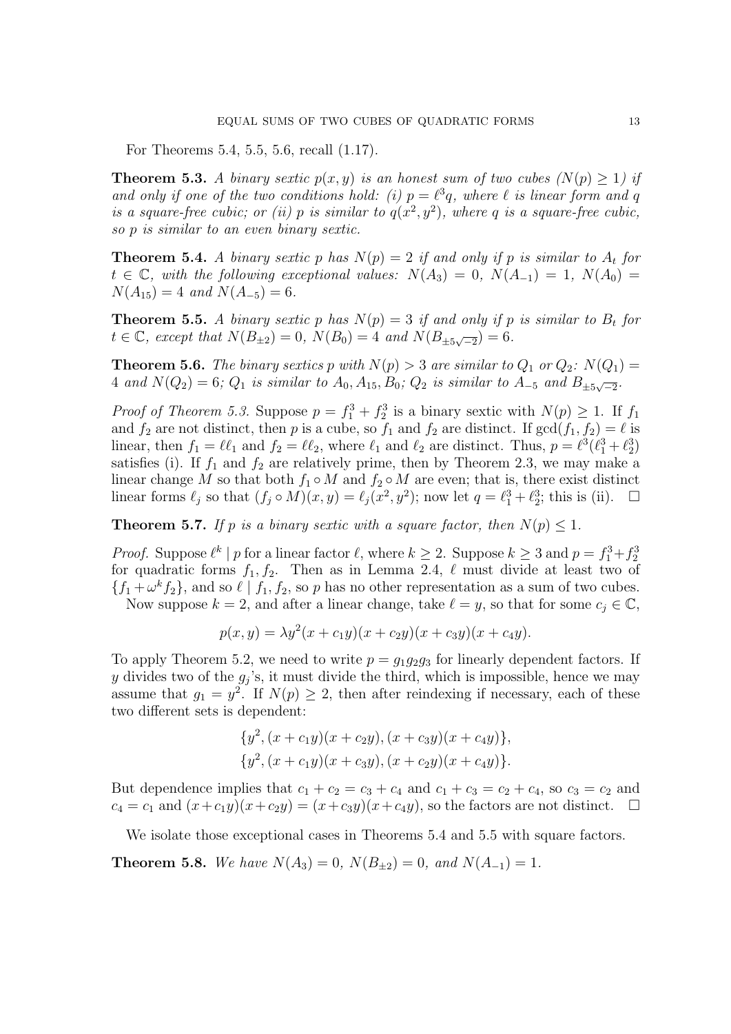For Theorems 5.4, 5.5, 5.6, recall (1.17).

**Theorem 5.3.** *A binary sextic $p(x, y)$ is an honest sum of two cubes ($N(p) \ge 1$) if and only if one of the two conditions hold: (i) $p = \ell^3 q$, where $\ell$ is linear form and $q$ is a square-free cubic; or (ii) $p$ is similar to $q(x^2, y^2)$, where $q$ is a square-free cubic, so $p$ is similar to an even binary sextic.*

**Theorem 5.4.** *A binary sextic $p$ has $N(p) = 2$ if and only if $p$ is similar to $A_t$ for $t \in \mathbb{C}$, with the following exceptional values: $N(A_3) = 0$, $N(A_{-1}) = 1$, $N(A_0) = N(A_{15}) = 4$ and $N(A_{-5}) = 6$.*

**Theorem 5.5.** *A binary sextic $p$ has $N(p) = 3$ if and only if $p$ is similar to $B_t$ for $t \in \mathbb{C}$, except that $N(B_{\pm 2}) = 0$, $N(B_0) = 4$ and $N(B_{\pm 5\sqrt{-2}}) = 6$.*

**Theorem 5.6.** *The binary sextics $p$ with $N(p) > 3$ are similar to $Q_1$ or $Q_2$: $N(Q_1) = 4$ and $N(Q_2) = 6$; $Q_1$ is similar to $A_0, A_{15}, B_0$; $Q_2$ is similar to $A_{-5}$ and $B_{\pm 5\sqrt{-2}}$.*

*Proof of Theorem 5.3.* Suppose $p = f_1^3 + f_2^3$ is a binary sextic with $N(p) \ge 1$. If $f_1$ and $f_2$ are not distinct, then $p$ is a cube, so $f_1$ and $f_2$ are distinct. If $\gcd(f_1, f_2) = \ell$ is linear, then $f_1 = \ell\ell_1$ and $f_2 = \ell\ell_2$, where $\ell_1$ and $\ell_2$ are distinct. Thus, $p = \ell^3(\ell_1^3 + \ell_2^3)$ satisfies (i). If $f_1$ and $f_2$ are relatively prime, then by Theorem 2.3, we may make a linear change $M$ so that both $f_1 \circ M$ and $f_2 \circ M$ are even; that is, there exist distinct linear forms $\ell_j$ so that $(f_j \circ M)(x, y) = \ell_j(x^2, y^2)$; now let $q = \ell_1^3 + \ell_2^3$; this is (ii). $\square$

**Theorem 5.7.** *If $p$ is a binary sextic with a square factor, then $N(p) \le 1$.*

*Proof.* Suppose $\ell^k \mid p$ for a linear factor $\ell$, where $k \ge 2$. Suppose $k \ge 3$ and $p = f_1^3 + f_2^3$ for quadratic forms $f_1, f_2$. Then as in Lemma 2.4, $\ell$ must divide at least two of $\{f_1 + \omega^k f_2\}$, and so $\ell \mid f_1, f_2$, so $p$ has no other representation as a sum of two cubes.

Now suppose $k = 2$, and after a linear change, take $\ell = y$, so that for some $c_j \in \mathbb{C}$,

$$p(x, y) = \lambda y^2 (x + c_1 y)(x + c_2 y)(x + c_3 y)(x + c_4 y).$$

To apply Theorem 5.2, we need to write $p = g_1 g_2 g_3$ for linearly dependent factors. If $y$ divides two of the $g_j$'s, it must divide the third, which is impossible, hence we may assume that $g_1 = y^2$. If $N(p) \ge 2$, then after reindexing if necessary, each of these two different sets is dependent:

$$\{y^2, (x + c_1 y)(x + c_2 y), (x + c_3 y)(x + c_4 y)\},$$
$$\{y^2, (x + c_1 y)(x + c_3 y), (x + c_2 y)(x + c_4 y)\}.$$

But dependence implies that $c_1 + c_2 = c_3 + c_4$ and $c_1 + c_3 = c_2 + c_4$, so $c_3 = c_2$ and $c_4 = c_1$ and $(x + c_1 y)(x + c_2 y) = (x + c_3 y)(x + c_4 y)$, so the factors are not distinct. $\square$

We isolate those exceptional cases in Theorems 5.4 and 5.5 with square factors.

**Theorem 5.8.** *We have $N(A_3) = 0$, $N(B_{\pm 2}) = 0$, and $N(A_{-1}) = 1$.*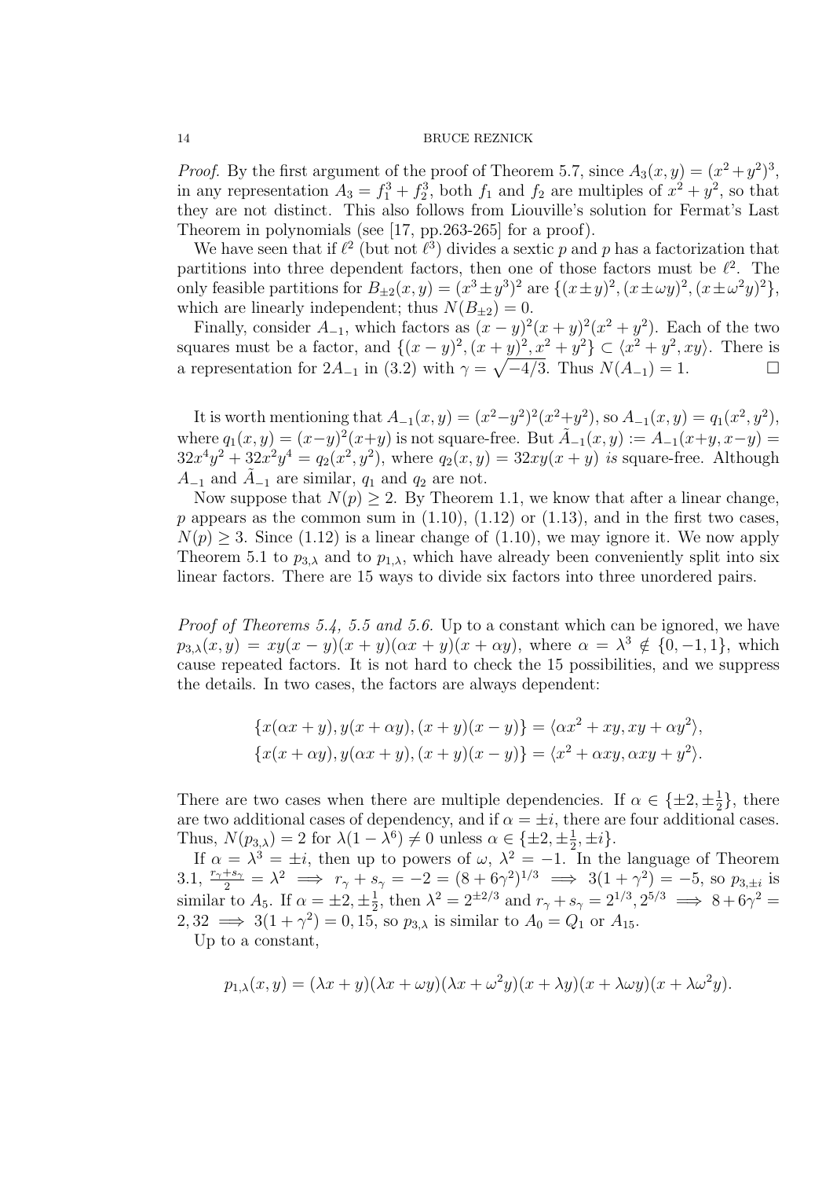*Proof.* By the first argument of the proof of Theorem 5.7, since $A_3(x,y) = (x^2+y^2)^3$, in any representation $A_3 = f_1^3 + f_2^3$, both $f_1$ and $f_2$ are multiples of $x^2+y^2$, so that they are not distinct. This also follows from Liouville's solution for Fermat's Last Theorem in polynomials (see [17, pp.263-265] for a proof).

We have seen that if $\ell^2$ (but not $\ell^3$) divides a sextic $p$ and $p$ has a factorization that partitions into three dependent factors, then one of those factors must be $\ell^2$. The only feasible partitions for $B_{\pm 2}(x,y) = (x^3 \pm y^3)^2$ are $\{(x \pm y)^2, (x \pm \omega y)^2, (x \pm \omega^2 y)^2\}$, which are linearly independent; thus $N(B_{\pm 2}) = 0$.

Finally, consider $A_{-1}$, which factors as $(x-y)^2(x+y)^2(x^2+y^2)$. Each of the two squares must be a factor, and $\{(x-y)^2, (x+y)^2, x^2+y^2\} \subset \langle x^2+y^2, xy \rangle$. There is a representation for $2A_{-1}$ in (3.2) with $\gamma = \sqrt{-4/3}$. Thus $N(A_{-1}) = 1$. $\square$

It is worth mentioning that $A_{-1}(x,y) = (x^2-y^2)^2(x^2+y^2)$, so $A_{-1}(x,y) = q_1(x^2,y^2)$, where $q_1(x,y) = (x-y)^2(x+y)$ is not square-free. But $\tilde{A}_{-1}(x,y) := A_{-1}(x+y, x-y) = 32x^4y^2 + 32x^2y^4 = q_2(x^2,y^2)$, where $q_2(x,y) = 32xy(x+y)$ *is* square-free. Although $A_{-1}$ and $\tilde{A}_{-1}$ are similar, $q_1$ and $q_2$ are not.

Now suppose that $N(p) \ge 2$. By Theorem 1.1, we know that after a linear change, $p$ appears as the common sum in (1.10), (1.12) or (1.13), and in the first two cases, $N(p) \ge 3$. Since (1.12) is a linear change of (1.10), we may ignore it. We now apply Theorem 5.1 to $p_{3,\lambda}$ and to $p_{1,\lambda}$, which have already been conveniently split into six linear factors. There are 15 ways to divide six factors into three unordered pairs.

*Proof of Theorems 5.4, 5.5 and 5.6.* Up to a constant which can be ignored, we have $p_{3,\lambda}(x,y) = xy(x-y)(x+y)(\alpha x + y)(x + \alpha y)$, where $\alpha = \lambda^3 \notin \{0, -1, 1\}$, which cause repeated factors. It is not hard to check the 15 possibilities, and we suppress the details. In two cases, the factors are always dependent:

$$\{x(\alpha x + y), y(x+\alpha y), (x+y)(x-y)\} = \langle \alpha x^2 + xy, xy + \alpha y^2 \rangle,$$
$$\{x(x + \alpha y), y(\alpha x + y), (x+y)(x-y)\} = \langle x^2 + \alpha xy, \alpha xy + y^2 \rangle.$$

There are two cases when there are multiple dependencies. If $\alpha \in \{\pm 2, \pm\frac{1}{2}\}$, there are two additional cases of dependency, and if $\alpha = \pm i$, there are four additional cases. Thus, $N(p_{3,\lambda}) = 2$ for $\lambda(1-\lambda^6) \ne 0$ unless $\alpha \in \{\pm 2, \pm \frac{1}{2}, \pm i\}$.

If $\alpha = \lambda^3 = \pm i$, then up to powers of $\omega$, $\lambda^2 = -1$. In the language of Theorem 3.1, $\frac{r_\gamma + s_\gamma}{2} = \lambda^2 \implies r_\gamma + s_\gamma = -2 = (8 + 6\gamma^2)^{1/3} \implies 3(1+\gamma^2) = -5$, so $p_{3,\pm i}$ is similar to $A_5$. If $\alpha = \pm 2, \pm\frac{1}{2}$, then $\lambda^2 = 2^{\pm 2/3}$ and $r_\gamma + s_\gamma = 2^{1/3}, 2^{5/3} \implies 8 + 6\gamma^2 = 2, 32 \implies 3(1+\gamma^2) = 0, 15$, so $p_{3,\lambda}$ is similar to $A_0 = Q_1$ or $A_{15}$.

Up to a constant,

$$p_{1,\lambda}(x,y) = (\lambda x + y)(\lambda x + \omega y)(\lambda x + \omega^2 y)(x + \lambda y)(x + \lambda \omega y)(x + \lambda \omega^2 y).$$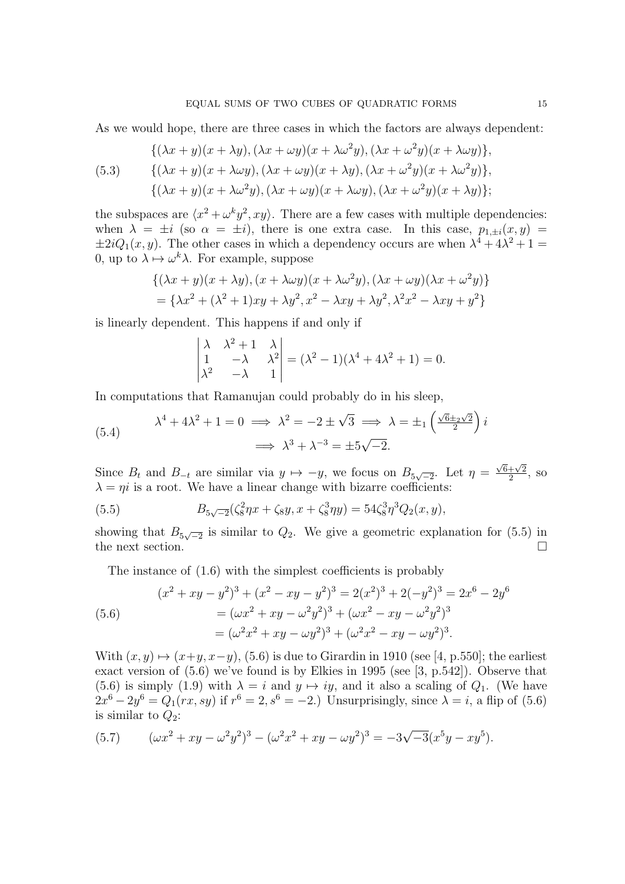As we would hope, there are three cases in which the factors are always dependent:

$$
\begin{aligned}
&\{(\lambda x + y)(x + \lambda y), (\lambda x + \omega y)(x + \lambda\omega^2 y), (\lambda x + \omega^2 y)(x + \lambda\omega y)\},\\
&\{(\lambda x + y)(x + \lambda\omega y), (\lambda x + \omega y)(x + \lambda y), (\lambda x + \omega^2 y)(x + \lambda\omega^2 y)\},\\
&\{(\lambda x + y)(x + \lambda\omega^2 y), (\lambda x + \omega y)(x + \lambda\omega y), (\lambda x + \omega^2 y)(x + \lambda y)\};
\end{aligned}
\tag{5.3}
$$

the subspaces are $\langle x^2 + \omega^k y^2, xy\rangle$. There are a few cases with multiple dependencies: when $\lambda = \pm i$ (so $\alpha = \pm i$), there is one extra case. In this case, $p_{1,\pm i}(x, y) = \pm 2iQ_1(x, y)$. The other cases in which a dependency occurs are when $\lambda^4 + 4\lambda^2 + 1 = 0$, up to $\lambda \mapsto \omega^k\lambda$. For example, suppose

$$
\begin{aligned}
&\{(\lambda x + y)(x + \lambda y), (x + \lambda\omega y)(x + \lambda\omega^2 y), (\lambda x + \omega y)(\lambda x + \omega^2 y)\}\\
&= \{\lambda x^2 + (\lambda^2 + 1)xy + \lambda y^2, x^2 - \lambda xy + \lambda y^2, \lambda^2 x^2 - \lambda xy + y^2\}
\end{aligned}
$$

is linearly dependent. This happens if and only if

$$
\begin{vmatrix} \lambda & \lambda^2 + 1 & \lambda \\ 1 & -\lambda & \lambda^2 \\ \lambda^2 & -\lambda & 1 \end{vmatrix} = (\lambda^2 - 1)(\lambda^4 + 4\lambda^2 + 1) = 0.
$$

In computations that Ramanujan could probably do in his sleep,

$$
\begin{aligned}
\lambda^4 + 4\lambda^2 + 1 = 0 \implies \lambda^2 = -2 \pm \sqrt{3} \implies \lambda = \pm_1 \left(\tfrac{\sqrt{6} \pm_2 \sqrt{2}}{2}\right) i\\
\implies \lambda^3 + \lambda^{-3} = \pm 5\sqrt{-2}.
\end{aligned}
\tag{5.4}
$$

Since $B_t$ and $B_{-t}$ are similar via $y \mapsto -y$, we focus on $B_{5\sqrt{-2}}$. Let $\eta = \frac{\sqrt{6}+\sqrt{2}}{2}$, so $\lambda = \eta i$ is a root. We have a linear change with bizarre coefficients:

$$
B_{5\sqrt{-2}}(\zeta_8^2 \eta x + \zeta_8 y, x + \zeta_8^3 \eta y) = 54\zeta_8^3 \eta^3 Q_2(x, y),
\tag{5.5}
$$

showing that $B_{5\sqrt{-2}}$ is similar to $Q_2$. We give a geometric explanation for (5.5) in the next section. $\square$

The instance of (1.6) with the simplest coefficients is probably

$$
\begin{aligned}
(x^2 + xy - y^2)^3 + (x^2 - xy - y^2)^3 &= 2(x^2)^3 + 2(-y^2)^3 = 2x^6 - 2y^6\\
&= (\omega x^2 + xy - \omega^2 y^2)^3 + (\omega x^2 - xy - \omega^2 y^2)^3\\
&= (\omega^2 x^2 + xy - \omega y^2)^3 + (\omega^2 x^2 - xy - \omega y^2)^3.
\end{aligned}
\tag{5.6}
$$

With $(x, y) \mapsto (x+y, x-y)$, (5.6) is due to Girardin in 1910 (see [4, p.550]; the earliest exact version of (5.6) we've found is by Elkies in 1995 (see [3, p.542]). Observe that (5.6) is simply (1.9) with $\lambda = i$ and $y \mapsto iy$, and it also a scaling of $Q_1$. (We have $2x^6 - 2y^6 = Q_1(rx, sy)$ if $r^6 = 2, s^6 = -2$.) Unsurprisingly, since $\lambda = i$, a flip of (5.6) is similar to $Q_2$:

$$
(\omega x^2 + xy - \omega^2 y^2)^3 - (\omega^2 x^2 + xy - \omega y^2)^3 = -3\sqrt{-3}(x^5 y - xy^5).
\tag{5.7}
$$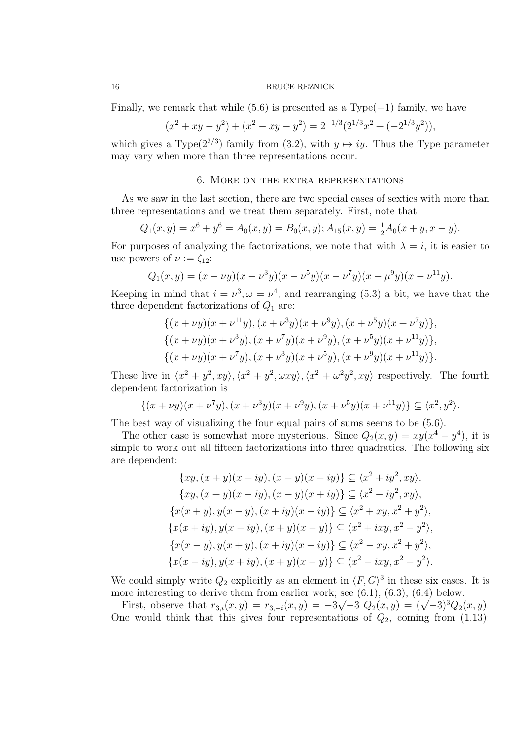Finally, we remark that while (5.6) is presented as a Type$(-1)$ family, we have

$$(x^2 + xy - y^2) + (x^2 - xy - y^2) = 2^{-1/3}(2^{1/3}x^2 + (-2^{1/3}y^2)),$$

which gives a Type$(2^{2/3})$ family from (3.2), with $y \mapsto iy$. Thus the Type parameter may vary when more than three representations occur.

## 6. More on the extra representations

As we saw in the last section, there are two special cases of sextics with more than three representations and we treat them separately. First, note that

$$Q_1(x, y) = x^6 + y^6 = A_0(x, y) = B_0(x, y); A_{15}(x, y) = \tfrac{1}{2}A_0(x + y, x - y).$$

For purposes of analyzing the factorizations, we note that with $\lambda = i$, it is easier to use powers of $\nu := \zeta_{12}$:

$$Q_1(x, y) = (x - \nu y)(x - \nu^3 y)(x - \nu^5 y)(x - \nu^7 y)(x - \mu^9 y)(x - \nu^{11} y).$$

Keeping in mind that $i = \nu^3, \omega = \nu^4$, and rearranging (5.3) a bit, we have that the three dependent factorizations of $Q_1$ are:

$$\{(x + \nu y)(x + \nu^{11} y), (x + \nu^3 y)(x + \nu^9 y), (x + \nu^5 y)(x + \nu^7 y)\},$$
$$\{(x + \nu y)(x + \nu^3 y), (x + \nu^7 y)(x + \nu^9 y), (x + \nu^5 y)(x + \nu^{11} y)\},$$
$$\{(x + \nu y)(x + \nu^7 y), (x + \nu^3 y)(x + \nu^5 y), (x + \nu^9 y)(x + \nu^{11} y)\}.$$

These live in $\langle x^2 + y^2, xy\rangle, \langle x^2 + y^2, \omega xy\rangle, \langle x^2 + \omega^2 y^2, xy\rangle$ respectively. The fourth dependent factorization is

$$\{(x + \nu y)(x + \nu^7 y), (x + \nu^3 y)(x + \nu^9 y), (x + \nu^5 y)(x + \nu^{11} y)\} \subseteq \langle x^2, y^2\rangle.$$

The best way of visualizing the four equal pairs of sums seems to be (5.6).

The other case is somewhat more mysterious. Since $Q_2(x, y) = xy(x^4 - y^4)$, it is simple to work out all fifteen factorizations into three quadratics. The following six are dependent:

$$\{xy, (x + y)(x + iy), (x - y)(x - iy)\} \subseteq \langle x^2 + iy^2, xy\rangle,$$
$$\{xy, (x + y)(x - iy), (x - y)(x + iy)\} \subseteq \langle x^2 - iy^2, xy\rangle,$$
$$\{x(x + y), y(x - y), (x + iy)(x - iy)\} \subseteq \langle x^2 + xy, x^2 + y^2\rangle,$$
$$\{x(x + iy), y(x - iy), (x + y)(x - y)\} \subseteq \langle x^2 + ixy, x^2 - y^2\rangle,$$
$$\{x(x - y), y(x + y), (x + iy)(x - iy)\} \subseteq \langle x^2 - xy, x^2 + y^2\rangle,$$
$$\{x(x - iy), y(x + iy), (x + y)(x - y)\} \subseteq \langle x^2 - ixy, x^2 - y^2\rangle.$$

We could simply write $Q_2$ explicitly as an element in $\langle F, G\rangle^3$ in these six cases. It is more interesting to derive them from earlier work; see (6.1), (6.3), (6.4) below.

First, observe that $r_{3,i}(x, y) = r_{3,-i}(x, y) = -3\sqrt{-3}\ Q_2(x, y) = (\sqrt{-3})^3 Q_2(x, y)$. One would think that this gives four representations of $Q_2$, coming from (1.13);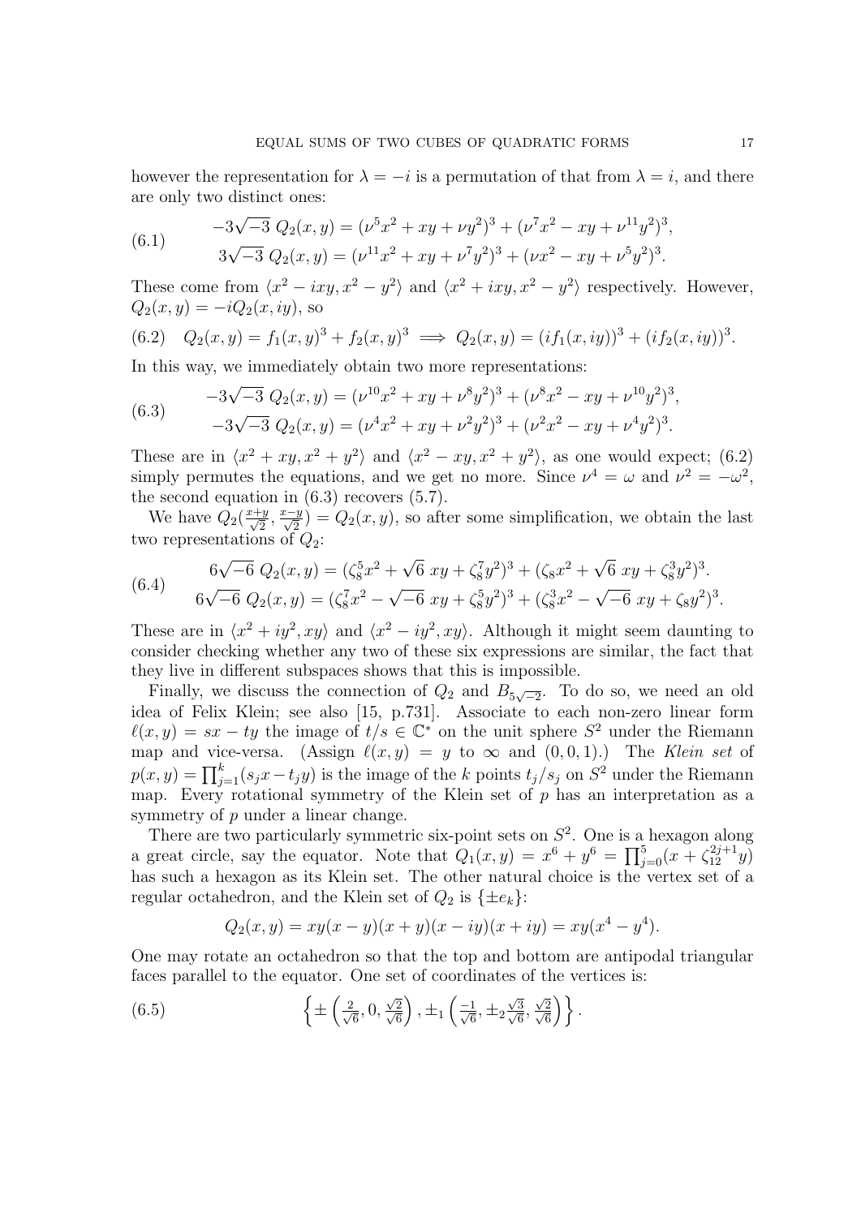however the representation for $\lambda = -i$ is a permutation of that from $\lambda = i$, and there are only two distinct ones:

$$
\begin{aligned}
-3\sqrt{-3}\ Q_2(x,y) &= (\nu^5x^2 + xy + \nu y^2)^3 + (\nu^7x^2 - xy + \nu^{11}y^2)^3, \\
3\sqrt{-3}\ Q_2(x,y) &= (\nu^{11}x^2 + xy + \nu^7y^2)^3 + (\nu x^2 - xy + \nu^5y^2)^3.
\end{aligned} \tag{6.1}
$$

These come from $\langle x^2 - ixy, x^2 - y^2\rangle$ and $\langle x^2 + ixy, x^2 - y^2\rangle$ respectively. However, $Q_2(x,y) = -iQ_2(x,iy)$, so

$$
Q_2(x,y) = f_1(x,y)^3 + f_2(x,y)^3 \implies Q_2(x,y) = (if_1(x,iy))^3 + (if_2(x,iy))^3. \tag{6.2}
$$

In this way, we immediately obtain two more representations:

$$
\begin{aligned}
-3\sqrt{-3}\ Q_2(x,y) &= (\nu^{10}x^2 + xy + \nu^8y^2)^3 + (\nu^8x^2 - xy + \nu^{10}y^2)^3, \\
-3\sqrt{-3}\ Q_2(x,y) &= (\nu^4x^2 + xy + \nu^2y^2)^3 + (\nu^2x^2 - xy + \nu^4y^2)^3.
\end{aligned} \tag{6.3}
$$

These are in $\langle x^2 + xy, x^2 + y^2\rangle$ and $\langle x^2 - xy, x^2 + y^2\rangle$, as one would expect; (6.2) simply permutes the equations, and we get no more. Since $\nu^4 = \omega$ and $\nu^2 = -\omega^2$, the second equation in (6.3) recovers (5.7).

We have $Q_2(\frac{x+y}{\sqrt{2}}, \frac{x-y}{\sqrt{2}}) = Q_2(x,y)$, so after some simplification, we obtain the last two representations of $Q_2$:

$$
\begin{aligned}
6\sqrt{-6}\ Q_2(x,y) &= (\zeta_8^5x^2 + \sqrt{6}\ xy + \zeta_8^7y^2)^3 + (\zeta_8x^2 + \sqrt{6}\ xy + \zeta_8^3y^2)^3. \\
6\sqrt{-6}\ Q_2(x,y) &= (\zeta_8^7x^2 - \sqrt{-6}\ xy + \zeta_8^5y^2)^3 + (\zeta_8^3x^2 - \sqrt{-6}\ xy + \zeta_8y^2)^3.
\end{aligned} \tag{6.4}
$$

These are in $\langle x^2 + iy^2, xy\rangle$ and $\langle x^2 - iy^2, xy\rangle$. Although it might seem daunting to consider checking whether any two of these six expressions are similar, the fact that they live in different subspaces shows that this is impossible.

Finally, we discuss the connection of $Q_2$ and $B_{5\sqrt{-2}}$. To do so, we need an old idea of Felix Klein; see also [15, p.731]. Associate to each non-zero linear form $\ell(x,y) = sx - ty$ the image of $t/s \in \mathbb{C}^*$ on the unit sphere $S^2$ under the Riemann map and vice-versa. (Assign $\ell(x,y) = y$ to $\infty$ and $(0,0,1)$.) The *Klein set* of $p(x,y) = \prod_{j=1}^k (s_jx - t_jy)$ is the image of the $k$ points $t_j/s_j$ on $S^2$ under the Riemann map. Every rotational symmetry of the Klein set of $p$ has an interpretation as a symmetry of $p$ under a linear change.

There are two particularly symmetric six-point sets on $S^2$. One is a hexagon along a great circle, say the equator. Note that $Q_1(x,y) = x^6 + y^6 = \prod_{j=0}^5 (x + \zeta_{12}^{2j+1}y)$ has such a hexagon as its Klein set. The other natural choice is the vertex set of a regular octahedron, and the Klein set of $Q_2$ is $\{\pm e_k\}$:

$$
Q_2(x,y) = xy(x-y)(x+y)(x-iy)(x+iy) = xy(x^4 - y^4).
$$

One may rotate an octahedron so that the top and bottom are antipodal triangular faces parallel to the equator. One set of coordinates of the vertices is:

$$
\left\{ \pm\left(\tfrac{2}{\sqrt{6}}, 0, \tfrac{\sqrt{2}}{\sqrt{6}}\right), \pm_1\left(\tfrac{-1}{\sqrt{6}}, \pm_2\tfrac{\sqrt{3}}{\sqrt{6}}, \tfrac{\sqrt{2}}{\sqrt{6}}\right) \right\}. \tag{6.5}
$$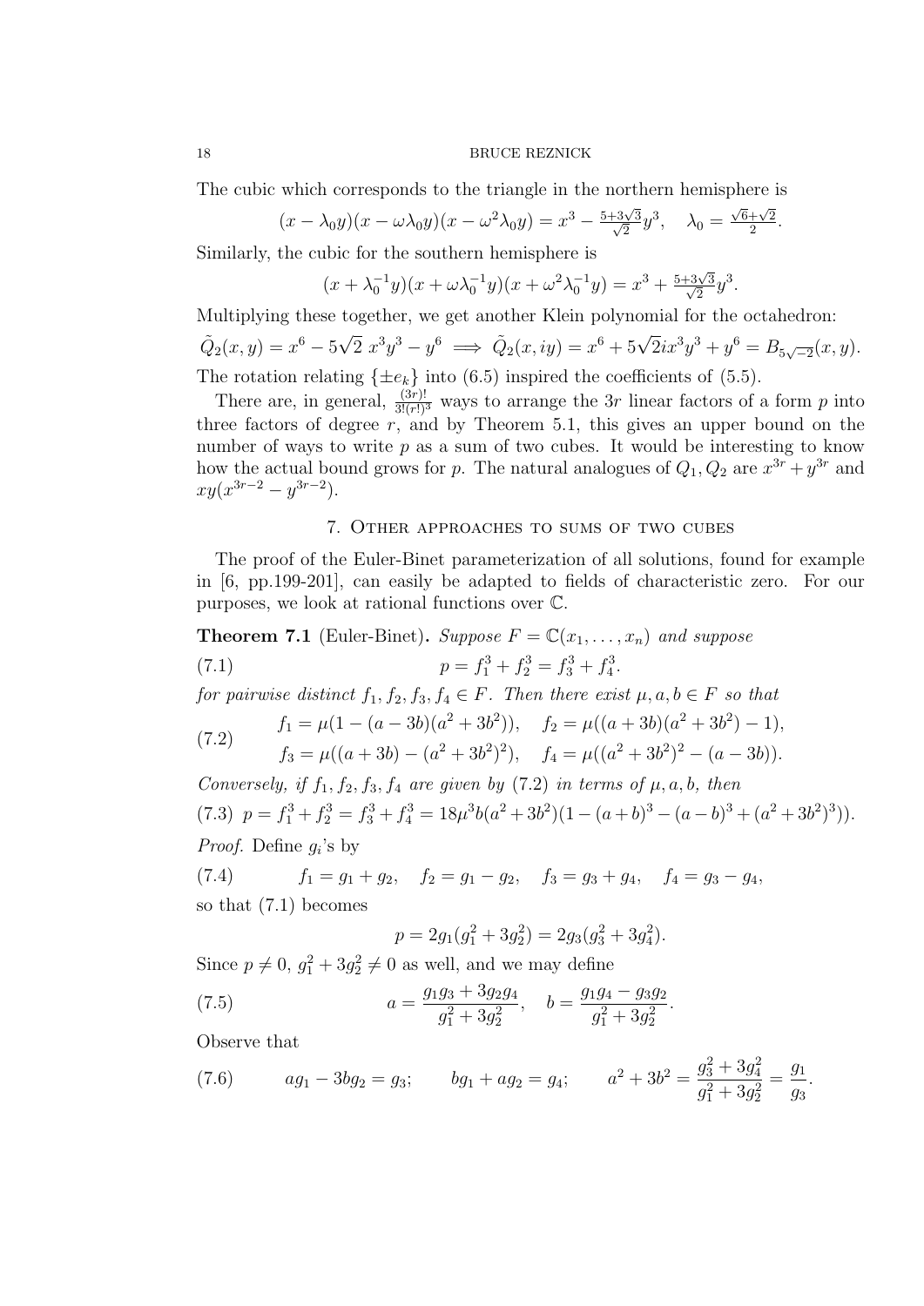The cubic which corresponds to the triangle in the northern hemisphere is

$$(x - \lambda_0 y)(x - \omega\lambda_0 y)(x - \omega^2\lambda_0 y) = x^3 - \tfrac{5+3\sqrt{3}}{\sqrt{2}} y^3, \quad \lambda_0 = \tfrac{\sqrt{6}+\sqrt{2}}{2}.$$

Similarly, the cubic for the southern hemisphere is

$$(x + \lambda_0^{-1} y)(x + \omega\lambda_0^{-1} y)(x + \omega^2\lambda_0^{-1} y) = x^3 + \tfrac{5+3\sqrt{3}}{\sqrt{2}} y^3.$$

Multiplying these together, we get another Klein polynomial for the octahedron:

$$\tilde{Q}_2(x,y) = x^6 - 5\sqrt{2}\, x^3y^3 - y^6 \implies \tilde{Q}_2(x, iy) = x^6 + 5\sqrt{2} i x^3 y^3 + y^6 = B_{5\sqrt{-2}}(x,y).$$

The rotation relating $\{\pm e_k\}$ into (6.5) inspired the coefficients of (5.5).

There are, in general, $\frac{(3r)!}{3!(r!)^3}$ ways to arrange the $3r$ linear factors of a form $p$ into three factors of degree $r$, and by Theorem 5.1, this gives an upper bound on the number of ways to write $p$ as a sum of two cubes. It would be interesting to know how the actual bound grows for $p$. The natural analogues of $Q_1, Q_2$ are $x^{3r} + y^{3r}$ and $xy(x^{3r-2} - y^{3r-2})$.

## 7. Other approaches to sums of two cubes

The proof of the Euler-Binet parameterization of all solutions, found for example in [6, pp.199-201], can easily be adapted to fields of characteristic zero. For our purposes, we look at rational functions over $\mathbb{C}$.

**Theorem 7.1** (Euler-Binet)**.** *Suppose $F = \mathbb{C}(x_1, \dots, x_n)$ and suppose*

$$p = f_1^3 + f_2^3 = f_3^3 + f_4^3. \tag{7.1}$$

*for pairwise distinct $f_1, f_2, f_3, f_4 \in F$. Then there exist $\mu, a, b \in F$ so that*

$$\begin{aligned} f_1 &= \mu(1 - (a-3b)(a^2+3b^2)), \quad & f_2 &= \mu((a+3b)(a^2+3b^2) - 1), \\ f_3 &= \mu((a+3b) - (a^2+3b^2)^2), \quad & f_4 &= \mu((a^2+3b^2)^2 - (a-3b)). \end{aligned} \tag{7.2}$$

*Conversely, if $f_1, f_2, f_3, f_4$ are given by (7.2) in terms of $\mu, a, b$, then*

$$p = f_1^3 + f_2^3 = f_3^3 + f_4^3 = 18\mu^3 b(a^2+3b^2)(1 - (a+b)^3 - (a-b)^3 + (a^2+3b^2)^3)). \tag{7.3}$$

*Proof.* Define $g_i$'s by

$$f_1 = g_1 + g_2, \quad f_2 = g_1 - g_2, \quad f_3 = g_3 + g_4, \quad f_4 = g_3 - g_4, \tag{7.4}$$

so that (7.1) becomes

$$p = 2g_1(g_1^2 + 3g_2^2) = 2g_3(g_3^2 + 3g_4^2).$$

Since $p \neq 0$, $g_1^2 + 3g_2^2 \neq 0$ as well, and we may define

$$a = \frac{g_1g_3 + 3g_2g_4}{g_1^2 + 3g_2^2}, \quad b = \frac{g_1g_4 - g_3g_2}{g_1^2 + 3g_2^2}. \tag{7.5}$$

Observe that

$$ag_1 - 3bg_2 = g_3; \qquad bg_1 + ag_2 = g_4; \qquad a^2 + 3b^2 = \frac{g_3^2 + 3g_4^2}{g_1^2 + 3g_2^2} = \frac{g_1}{g_3}. \tag{7.6}$$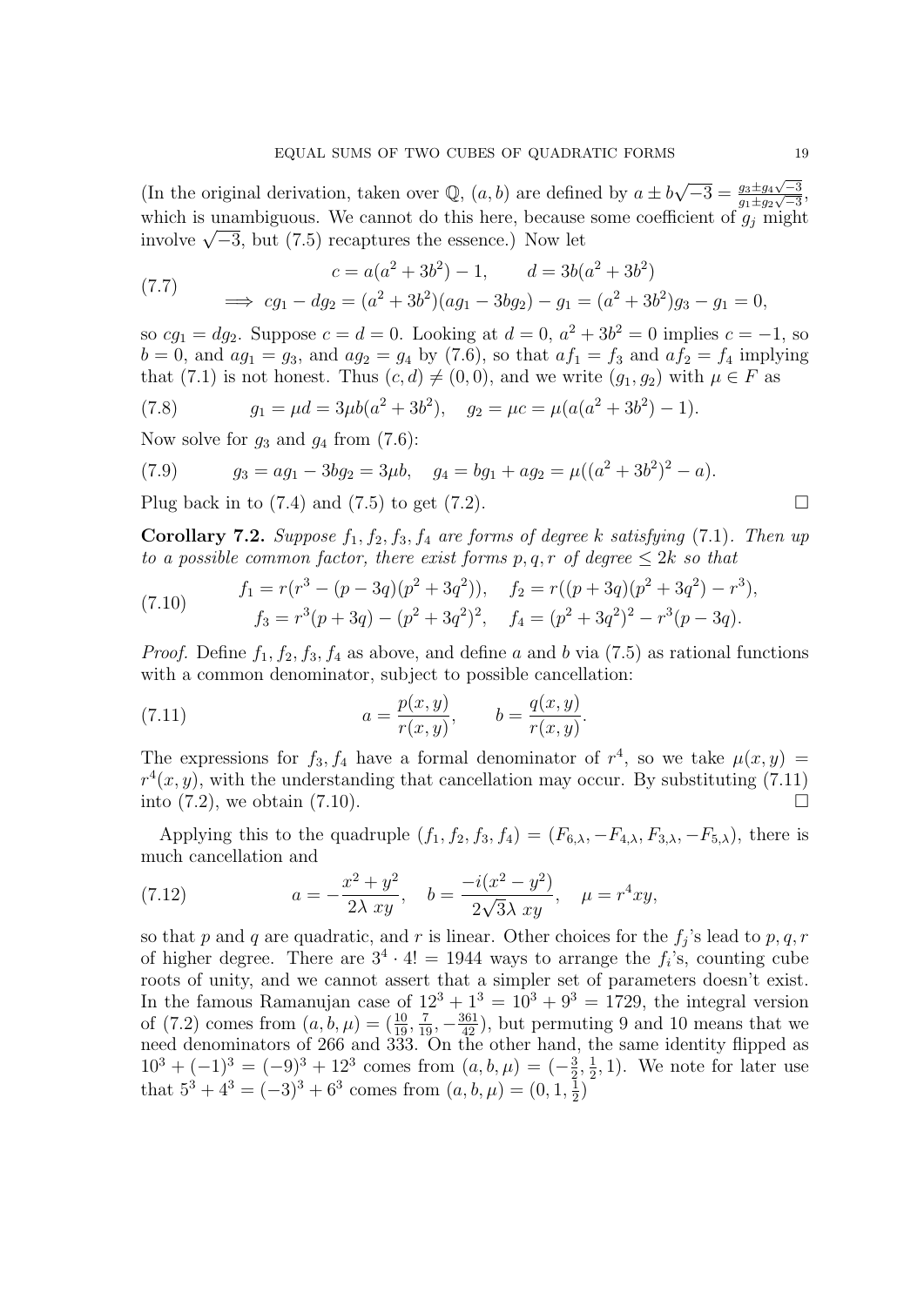(In the original derivation, taken over $\mathbb{Q}$, $(a, b)$ are defined by $a \pm b\sqrt{-3} = \frac{g_3 \pm g_4\sqrt{-3}}{g_1 \pm g_2\sqrt{-3}}$, which is unambiguous. We cannot do this here, because some coefficient of $g_j$ might involve $\sqrt{-3}$, but (7.5) recaptures the essence.) Now let

$$
\begin{aligned}
c &= a(a^2 + 3b^2) - 1, \qquad d = 3b(a^2 + 3b^2) \\
\implies cg_1 - dg_2 &= (a^2 + 3b^2)(ag_1 - 3bg_2) - g_1 = (a^2 + 3b^2)g_3 - g_1 = 0,
\end{aligned}
\tag{7.7}
$$

so $cg_1 = dg_2$. Suppose $c = d = 0$. Looking at $d = 0$, $a^2 + 3b^2 = 0$ implies $c = -1$, so $b = 0$, and $ag_1 = g_3$, and $ag_2 = g_4$ by (7.6), so that $af_1 = f_3$ and $af_2 = f_4$ implying that (7.1) is not honest. Thus $(c, d) \neq (0, 0)$, and we write $(g_1, g_2)$ with $\mu \in F$ as

$$
g_1 = \mu d = 3\mu b(a^2 + 3b^2), \quad g_2 = \mu c = \mu(a(a^2 + 3b^2) - 1). \tag{7.8}
$$

Now solve for $g_3$ and $g_4$ from (7.6):

$$
g_3 = ag_1 - 3bg_2 = 3\mu b, \quad g_4 = bg_1 + ag_2 = \mu((a^2 + 3b^2)^2 - a). \tag{7.9}
$$

Plug back in to (7.4) and (7.5) to get (7.2). □

**Corollary 7.2.** *Suppose $f_1, f_2, f_3, f_4$ are forms of degree $k$ satisfying (7.1). Then up to a possible common factor, there exist forms $p, q, r$ of degree $\le 2k$ so that*

$$
\begin{aligned}
f_1 &= r(r^3 - (p - 3q)(p^2 + 3q^2)), \quad f_2 = r((p + 3q)(p^2 + 3q^2) - r^3), \\
f_3 &= r^3(p + 3q) - (p^2 + 3q^2)^2, \quad f_4 = (p^2 + 3q^2)^2 - r^3(p - 3q).
\end{aligned}
\tag{7.10}
$$

*Proof.* Define $f_1, f_2, f_3, f_4$ as above, and define $a$ and $b$ via (7.5) as rational functions with a common denominator, subject to possible cancellation:

$$
a = \frac{p(x, y)}{r(x, y)}, \qquad b = \frac{q(x, y)}{r(x, y)}. \tag{7.11}
$$

The expressions for $f_3, f_4$ have a formal denominator of $r^4$, so we take $\mu(x, y) = r^4(x, y)$, with the understanding that cancellation may occur. By substituting (7.11) into (7.2), we obtain (7.10). □

Applying this to the quadruple $(f_1, f_2, f_3, f_4) = (F_{6,\lambda}, -F_{4,\lambda}, F_{3,\lambda}, -F_{5,\lambda})$, there is much cancellation and

$$
a = -\frac{x^2 + y^2}{2\lambda\, xy}, \quad b = \frac{-i(x^2 - y^2)}{2\sqrt{3}\lambda\, xy}, \quad \mu = r^4 xy, \tag{7.12}
$$

so that $p$ and $q$ are quadratic, and $r$ is linear. Other choices for the $f_j$'s lead to $p, q, r$ of higher degree. There are $3^4 \cdot 4! = 1944$ ways to arrange the $f_i$'s, counting cube roots of unity, and we cannot assert that a simpler set of parameters doesn't exist. In the famous Ramanujan case of $12^3 + 1^3 = 10^3 + 9^3 = 1729$, the integral version of (7.2) comes from $(a, b, \mu) = (\frac{10}{19}, \frac{7}{19}, -\frac{361}{42})$, but permuting 9 and 10 means that we need denominators of 266 and 333. On the other hand, the same identity flipped as $10^3 + (-1)^3 = (-9)^3 + 12^3$ comes from $(a, b, \mu) = (-\frac{3}{2}, \frac{1}{2}, 1)$. We note for later use that $5^3 + 4^3 = (-3)^3 + 6^3$ comes from $(a, b, \mu) = (0, 1, \frac{1}{2})$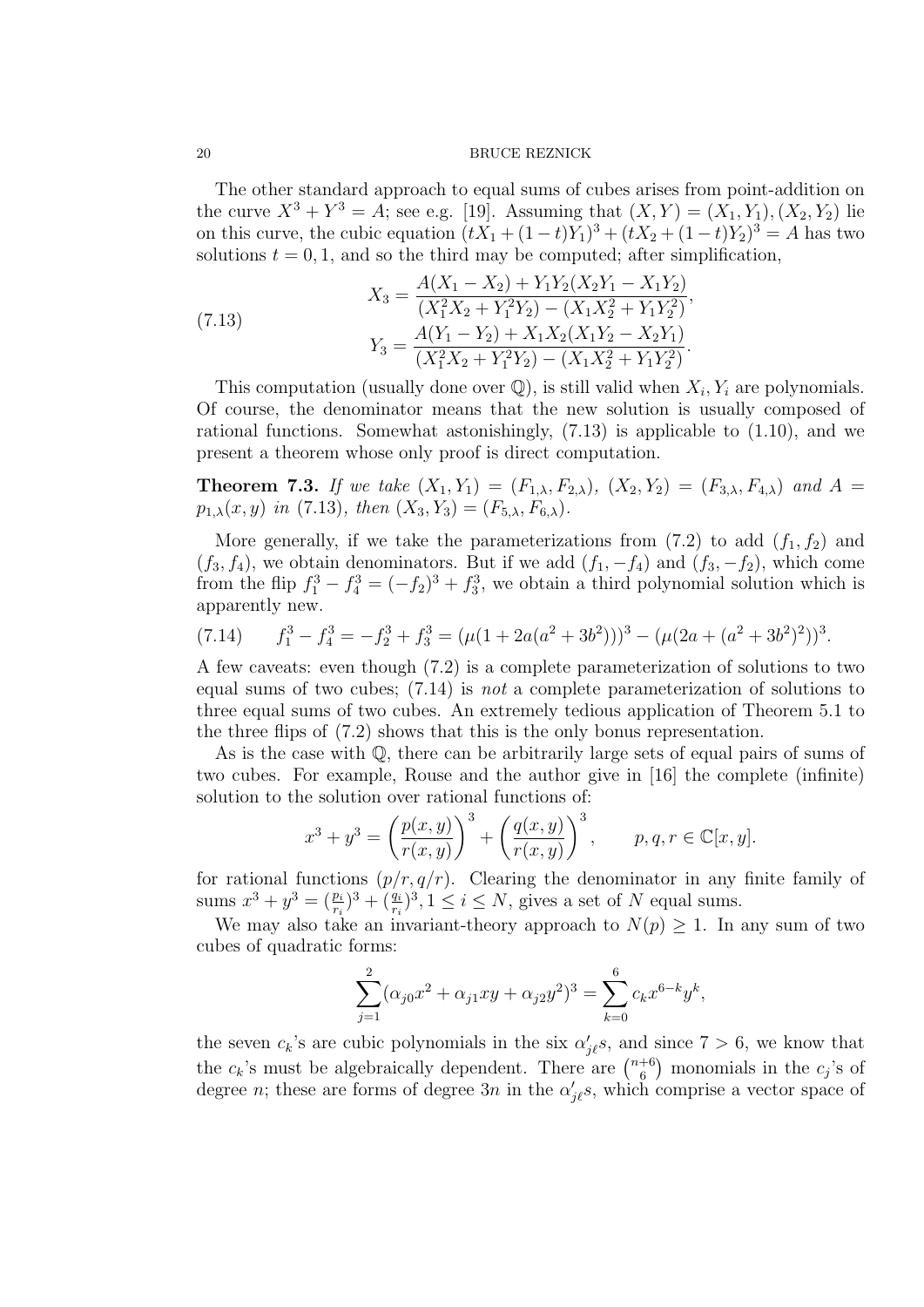The other standard approach to equal sums of cubes arises from point-addition on the curve $X^3 + Y^3 = A$; see e.g. [19]. Assuming that $(X, Y) = (X_1, Y_1), (X_2, Y_2)$ lie on this curve, the cubic equation $(tX_1 + (1-t)Y_1)^3 + (tX_2 + (1-t)Y_2)^3 = A$ has two solutions $t = 0, 1$, and so the third may be computed; after simplification,

$$
\begin{aligned}
X_3 &= \frac{A(X_1 - X_2) + Y_1Y_2(X_2Y_1 - X_1Y_2)}{(X_1^2X_2 + Y_1^2Y_2) - (X_1X_2^2 + Y_1Y_2^2)}, \\
Y_3 &= \frac{A(Y_1 - Y_2) + X_1X_2(X_1Y_2 - X_2Y_1)}{(X_1^2X_2 + Y_1^2Y_2) - (X_1X_2^2 + Y_1Y_2^2)}.
\end{aligned}
\tag{7.13}
$$

This computation (usually done over $\mathbb{Q}$), is still valid when $X_i, Y_i$ are polynomials. Of course, the denominator means that the new solution is usually composed of rational functions. Somewhat astonishingly, (7.13) is applicable to (1.10), and we present a theorem whose only proof is direct computation.

**Theorem 7.3.** *If we take* $(X_1, Y_1) = (F_{1,\lambda}, F_{2,\lambda})$*,* $(X_2, Y_2) = (F_{3,\lambda}, F_{4,\lambda})$ *and* $A = p_{1,\lambda}(x, y)$ *in* (7.13)*, then* $(X_3, Y_3) = (F_{5,\lambda}, F_{6,\lambda})$*.*

More generally, if we take the parameterizations from (7.2) to add $(f_1, f_2)$ and $(f_3, f_4)$, we obtain denominators. But if we add $(f_1, -f_4)$ and $(f_3, -f_2)$, which come from the flip $f_1^3 - f_4^3 = (-f_2)^3 + f_3^3$, we obtain a third polynomial solution which is apparently new.

$$
f_1^3 - f_4^3 = -f_2^3 + f_3^3 = (\mu(1 + 2a(a^2 + 3b^2)))^3 - (\mu(2a + (a^2 + 3b^2)^2))^3. \tag{7.14}
$$

A few caveats: even though (7.2) is a complete parameterization of solutions to two equal sums of two cubes; (7.14) is *not* a complete parameterization of solutions to three equal sums of two cubes. An extremely tedious application of Theorem 5.1 to the three flips of (7.2) shows that this is the only bonus representation.

As is the case with $\mathbb{Q}$, there can be arbitrarily large sets of equal pairs of sums of two cubes. For example, Rouse and the author give in [16] the complete (infinite) solution to the solution over rational functions of:

$$
x^3 + y^3 = \left(\frac{p(x, y)}{r(x, y)}\right)^3 + \left(\frac{q(x, y)}{r(x, y)}\right)^3, \qquad p, q, r \in \mathbb{C}[x, y].
$$

for rational functions $(p/r, q/r)$. Clearing the denominator in any finite family of sums $x^3 + y^3 = (\frac{p_i}{r_i})^3 + (\frac{q_i}{r_i})^3, 1 \le i \le N$, gives a set of $N$ equal sums.

We may also take an invariant-theory approach to $N(p) \ge 1$. In any sum of two cubes of quadratic forms:

$$
\sum_{j=1}^{2} (\alpha_{j0}x^2 + \alpha_{j1}xy + \alpha_{j2}y^2)^3 = \sum_{k=0}^{6} c_k x^{6-k} y^k,
$$

the seven $c_k$'s are cubic polynomials in the six $\alpha'_{j\ell}s$, and since $7 > 6$, we know that the $c_k$'s must be algebraically dependent. There are $\binom{n+6}{6}$ monomials in the $c_j$'s of degree $n$; these are forms of degree $3n$ in the $\alpha'_{j\ell}s$, which comprise a vector space of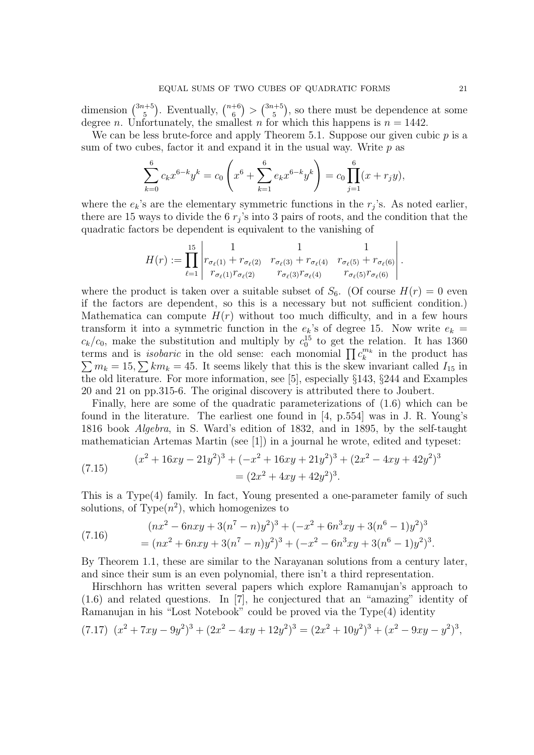dimension $\binom{3n+5}{5}$. Eventually, $\binom{n+6}{6} > \binom{3n+5}{5}$, so there must be dependence at some degree $n$. Unfortunately, the smallest $n$ for which this happens is $n = 1442$.

We can be less brute-force and apply Theorem 5.1. Suppose our given cubic $p$ is a sum of two cubes, factor it and expand it in the usual way. Write $p$ as

$$\sum_{k=0}^{6} c_k x^{6-k} y^k = c_0 \left( x^6 + \sum_{k=1}^{6} e_k x^{6-k} y^k \right) = c_0 \prod_{j=1}^{6} (x + r_j y),$$

where the $e_k$'s are the elementary symmetric functions in the $r_j$'s. As noted earlier, there are 15 ways to divide the 6 $r_j$'s into 3 pairs of roots, and the condition that the quadratic factors be dependent is equivalent to the vanishing of

$$H(r) := \prod_{\ell=1}^{15} \begin{vmatrix} 1 & 1 & 1 \\ r_{\sigma_\ell(1)} + r_{\sigma_\ell(2)} & r_{\sigma_\ell(3)} + r_{\sigma_\ell(4)} & r_{\sigma_\ell(5)} + r_{\sigma_\ell(6)} \\ r_{\sigma_\ell(1)} r_{\sigma_\ell(2)} & r_{\sigma_\ell(3)} r_{\sigma_\ell(4)} & r_{\sigma_\ell(5)} r_{\sigma_\ell(6)} \end{vmatrix}.$$

where the product is taken over a suitable subset of $S_6$. (Of course $H(r) = 0$ even if the factors are dependent, so this is a necessary but not sufficient condition.) Mathematica can compute $H(r)$ without too much difficulty, and in a few hours transform it into a symmetric function in the $e_k$'s of degree 15. Now write $e_k = c_k/c_0$, make the substitution and multiply by $c_0^{15}$ to get the relation. It has 1360 terms and is *isobaric* in the old sense: each monomial $\prod c_k^{m_k}$ in the product has $\sum m_k = 15, \sum k m_k = 45$. It seems likely that this is the skew invariant called $I_{15}$ in the old literature. For more information, see [5], especially §143, §244 and Examples 20 and 21 on pp.315-6. The original discovery is attributed there to Joubert.

Finally, here are some of the quadratic parameterizations of (1.6) which can be found in the literature. The earliest one found in [4, p.554] was in J. R. Young's 1816 book *Algebra*, in S. Ward's edition of 1832, and in 1895, by the self-taught mathematician Artemas Martin (see [1]) in a journal he wrote, edited and typeset:

$$\begin{aligned} (x^2 + 16xy - 21y^2)^3 + (-x^2 + 16xy + 21y^2)^3 + (2x^2 - 4xy + 42y^2)^3 \\ = (2x^2 + 4xy + 42y^2)^3. \end{aligned} \tag{7.15}$$

This is a Type(4) family. In fact, Young presented a one-parameter family of such solutions, of Type($n^2$), which homogenizes to

$$\begin{aligned} &(nx^2 - 6nxy + 3(n^7 - n)y^2)^3 + (-x^2 + 6n^3 xy + 3(n^6 - 1)y^2)^3 \\ &= (nx^2 + 6nxy + 3(n^7 - n)y^2)^3 + (-x^2 - 6n^3 xy + 3(n^6 - 1)y^2)^3. \end{aligned} \tag{7.16}$$

By Theorem 1.1, these are similar to the Narayanan solutions from a century later, and since their sum is an even polynomial, there isn't a third representation.

Hirschhorn has written several papers which explore Ramanujan's approach to (1.6) and related questions. In [7], he conjectured that an "amazing" identity of Ramanujan in his "Lost Notebook" could be proved via the Type(4) identity

$$(x^2 + 7xy - 9y^2)^3 + (2x^2 - 4xy + 12y^2)^3 = (2x^2 + 10y^2)^3 + (x^2 - 9xy - y^2)^3, \tag{7.17}$$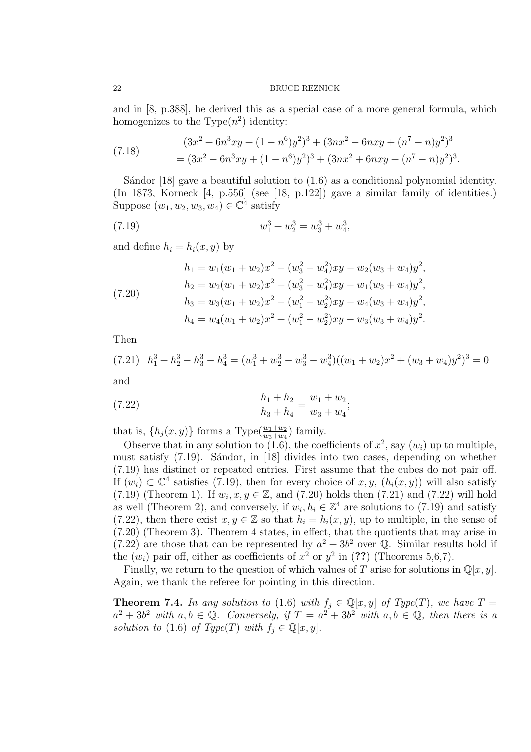and in [8, p.388], he derived this as a special case of a more general formula, which homogenizes to the Type($n^2$) identity:

$$
\begin{aligned}
&(3x^2 + 6n^3xy + (1 - n^6)y^2)^3 + (3nx^2 - 6nxy + (n^7 - n)y^2)^3 \\
&= (3x^2 - 6n^3xy + (1 - n^6)y^2)^3 + (3nx^2 + 6nxy + (n^7 - n)y^2)^3.
\end{aligned} \tag{7.18}
$$

Sándor [18] gave a beautiful solution to (1.6) as a conditional polynomial identity. (In 1873, Korneck [4, p.556] (see [18, p.122]) gave a similar family of identities.) Suppose $(w_1, w_2, w_3, w_4) \in \mathbb{C}^4$ satisfy

$$
w_1^3 + w_2^3 = w_3^3 + w_4^3, \tag{7.19}
$$

and define $h_i = h_i(x, y)$ by

$$
\begin{aligned}
h_1 &= w_1(w_1 + w_2)x^2 - (w_3^2 - w_4^2)xy - w_2(w_3 + w_4)y^2, \\
h_2 &= w_2(w_1 + w_2)x^2 + (w_3^2 - w_4^2)xy - w_1(w_3 + w_4)y^2, \\
h_3 &= w_3(w_1 + w_2)x^2 - (w_1^2 - w_2^2)xy - w_4(w_3 + w_4)y^2, \\
h_4 &= w_4(w_1 + w_2)x^2 + (w_1^2 - w_2^2)xy - w_3(w_3 + w_4)y^2.
\end{aligned} \tag{7.20}
$$

Then

$$
h_1^3 + h_2^3 - h_3^3 - h_4^3 = (w_1^3 + w_2^3 - w_3^3 - w_4^3)((w_1 + w_2)x^2 + (w_3 + w_4)y^2)^3 = 0 \tag{7.21}
$$

and

$$
\frac{h_1 + h_2}{h_3 + h_4} = \frac{w_1 + w_2}{w_3 + w_4}; \tag{7.22}
$$

that is, $\{h_j(x, y)\}$ forms a Type($\frac{w_1+w_2}{w_3+w_4}$) family.

Observe that in any solution to (1.6), the coefficients of $x^2$, say $(w_i)$ up to multiple, must satisfy (7.19). Sándor, in [18] divides into two cases, depending on whether (7.19) has distinct or repeated entries. First assume that the cubes do not pair off. If $(w_i) \subset \mathbb{C}^4$ satisfies (7.19), then for every choice of $x, y$, $(h_i(x, y))$ will also satisfy (7.19) (Theorem 1). If $w_i, x, y \in \mathbb{Z}$, and (7.20) holds then (7.21) and (7.22) will hold as well (Theorem 2), and conversely, if $w_i, h_i \in \mathbb{Z}^4$ are solutions to (7.19) and satisfy (7.22), then there exist $x, y \in \mathbb{Z}$ so that $h_i = h_i(x, y)$, up to multiple, in the sense of (7.20) (Theorem 3). Theorem 4 states, in effect, that the quotients that may arise in (7.22) are those that can be represented by $a^2 + 3b^2$ over $\mathbb{Q}$. Similar results hold if the $(w_i)$ pair off, either as coefficients of $x^2$ or $y^2$ in (**??**) (Theorems 5,6,7).

Finally, we return to the question of which values of $T$ arise for solutions in $\mathbb{Q}[x, y]$. Again, we thank the referee for pointing in this direction.

**Theorem 7.4.** *In any solution to* (1.6) *with* $f_j \in \mathbb{Q}[x, y]$ *of Type($T$), we have* $T = a^2 + 3b^2$ *with* $a, b \in \mathbb{Q}$. *Conversely, if* $T = a^2 + 3b^2$ *with* $a, b \in \mathbb{Q}$, *then there is a solution to* (1.6) *of Type($T$) with* $f_j \in \mathbb{Q}[x, y]$.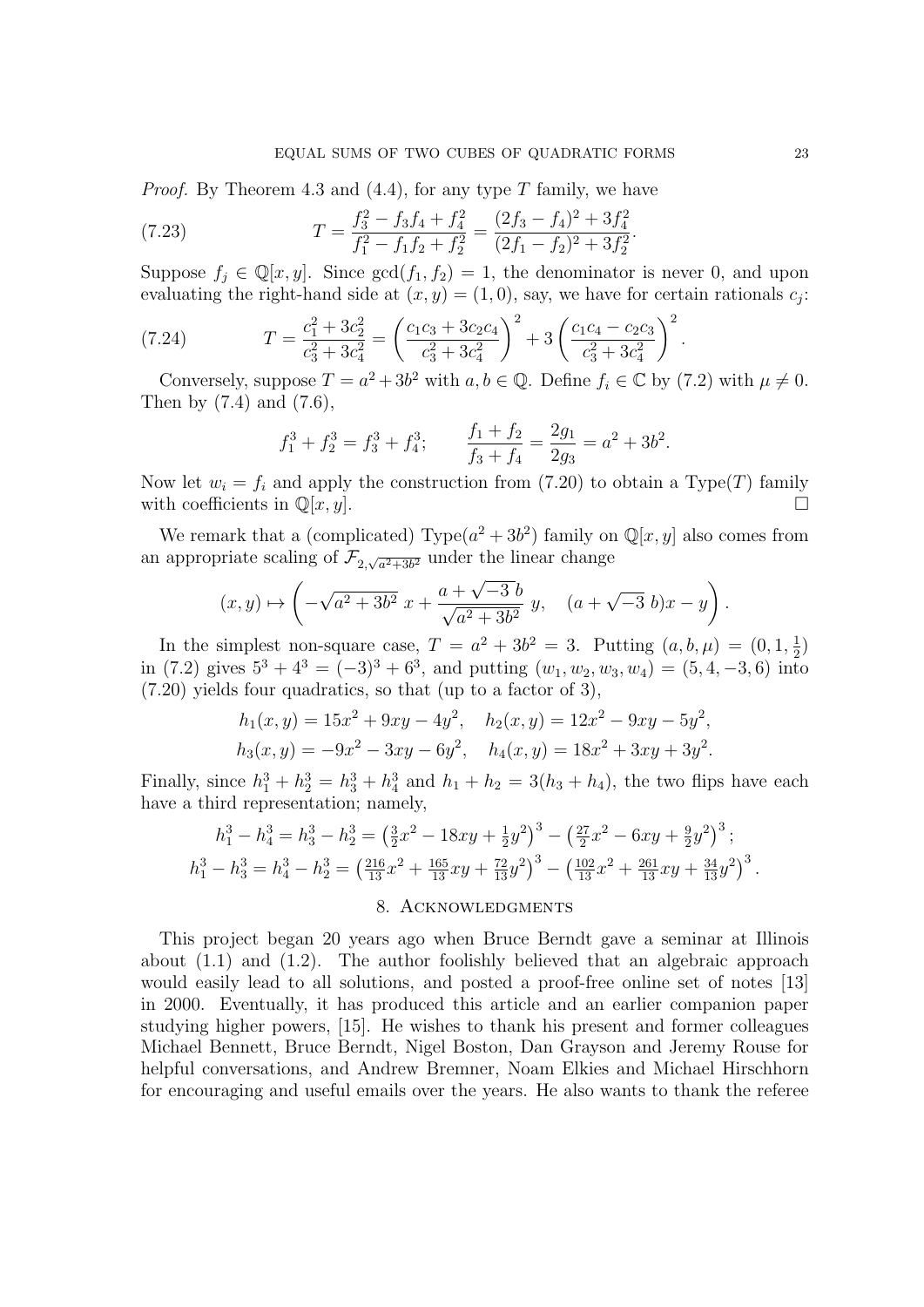*Proof.* By Theorem 4.3 and (4.4), for any type $T$ family, we have

$$T = \frac{f_3^2 - f_3 f_4 + f_4^2}{f_1^2 - f_1 f_2 + f_2^2} = \frac{(2f_3 - f_4)^2 + 3f_4^2}{(2f_1 - f_2)^2 + 3f_2^2}. \tag{7.23}$$

Suppose $f_j \in \mathbb{Q}[x, y]$. Since $\gcd(f_1, f_2) = 1$, the denominator is never 0, and upon evaluating the right-hand side at $(x, y) = (1, 0)$, say, we have for certain rationals $c_j$:

$$T = \frac{c_1^2 + 3c_2^2}{c_3^2 + 3c_4^2} = \left(\frac{c_1 c_3 + 3c_2 c_4}{c_3^2 + 3c_4^2}\right)^2 + 3\left(\frac{c_1 c_4 - c_2 c_3}{c_3^2 + 3c_4^2}\right)^2. \tag{7.24}$$

Conversely, suppose $T = a^2 + 3b^2$ with $a, b \in \mathbb{Q}$. Define $f_i \in \mathbb{C}$ by (7.2) with $\mu \neq 0$. Then by (7.4) and (7.6),

$$f_1^3 + f_2^3 = f_3^3 + f_4^3; \qquad \frac{f_1 + f_2}{f_3 + f_4} = \frac{2g_1}{2g_3} = a^2 + 3b^2.$$

Now let $w_i = f_i$ and apply the construction from (7.20) to obtain a Type($T$) family with coefficients in $\mathbb{Q}[x, y]$. □

We remark that a (complicated) Type($a^2 + 3b^2$) family on $\mathbb{Q}[x, y]$ also comes from an appropriate scaling of $\mathcal{F}_{2,\sqrt{a^2+3b^2}}$ under the linear change

$$(x, y) \mapsto \left(-\sqrt{a^2 + 3b^2}\, x + \frac{a + \sqrt{-3}\, b}{\sqrt{a^2 + 3b^2}}\, y, \quad (a + \sqrt{-3}\, b)x - y\right).$$

In the simplest non-square case, $T = a^2 + 3b^2 = 3$. Putting $(a, b, \mu) = (0, 1, \frac{1}{2})$ in (7.2) gives $5^3 + 4^3 = (-3)^3 + 6^3$, and putting $(w_1, w_2, w_3, w_4) = (5, 4, -3, 6)$ into (7.20) yields four quadratics, so that (up to a factor of 3),

$$h_1(x, y) = 15x^2 + 9xy - 4y^2, \quad h_2(x, y) = 12x^2 - 9xy - 5y^2,$$
$$h_3(x, y) = -9x^2 - 3xy - 6y^2, \quad h_4(x, y) = 18x^2 + 3xy + 3y^2.$$

Finally, since $h_1^3 + h_2^3 = h_3^3 + h_4^3$ and $h_1 + h_2 = 3(h_3 + h_4)$, the two flips have each have a third representation; namely,

$$h_1^3 - h_4^3 = h_3^3 - h_2^3 = \left(\tfrac{3}{2}x^2 - 18xy + \tfrac{1}{2}y^2\right)^3 - \left(\tfrac{27}{2}x^2 - 6xy + \tfrac{9}{2}y^2\right)^3;$$
$$h_1^3 - h_3^3 = h_4^3 - h_2^3 = \left(\tfrac{216}{13}x^2 + \tfrac{165}{13}xy + \tfrac{72}{13}y^2\right)^3 - \left(\tfrac{102}{13}x^2 + \tfrac{261}{13}xy + \tfrac{34}{13}y^2\right)^3.$$

## 8. Acknowledgments

This project began 20 years ago when Bruce Berndt gave a seminar at Illinois about (1.1) and (1.2). The author foolishly believed that an algebraic approach would easily lead to all solutions, and posted a proof-free online set of notes [13] in 2000. Eventually, it has produced this article and an earlier companion paper studying higher powers, [15]. He wishes to thank his present and former colleagues Michael Bennett, Bruce Berndt, Nigel Boston, Dan Grayson and Jeremy Rouse for helpful conversations, and Andrew Bremner, Noam Elkies and Michael Hirschhorn for encouraging and useful emails over the years. He also wants to thank the referee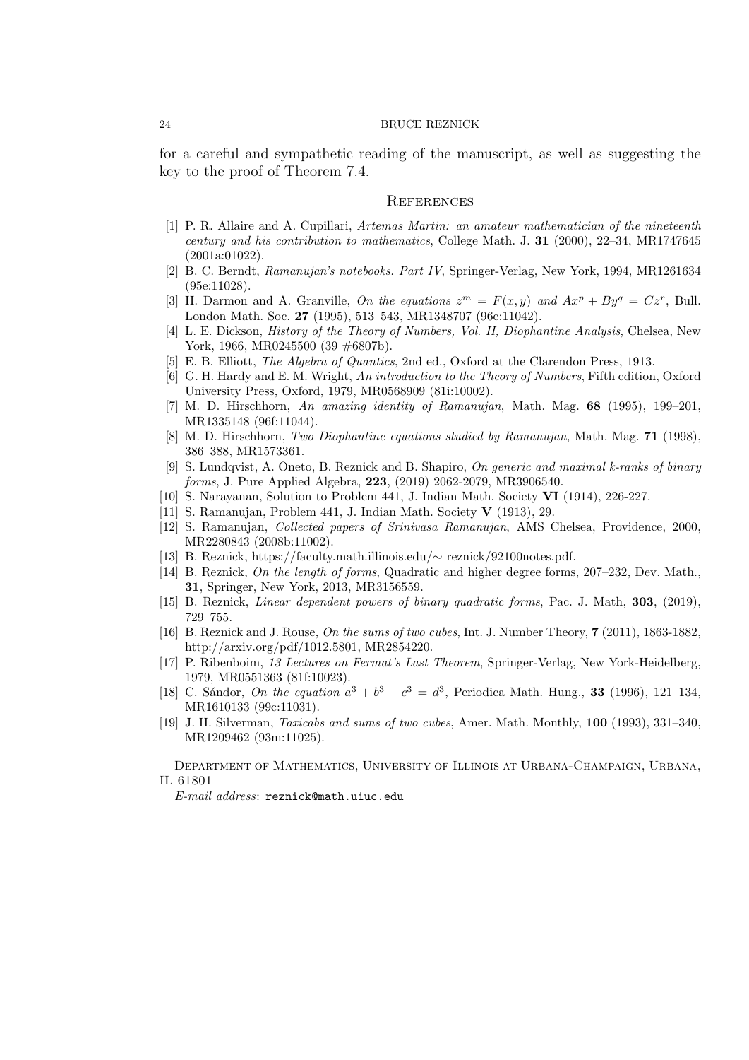for a careful and sympathetic reading of the manuscript, as well as suggesting the key to the proof of Theorem 7.4.

## References

[1] P. R. Allaire and A. Cupillari, *Artemas Martin: an amateur mathematician of the nineteenth century and his contribution to mathematics*, College Math. J. **31** (2000), 22–34, MR1747645 (2001a:01022).

[2] B. C. Berndt, *Ramanujan's notebooks. Part IV*, Springer-Verlag, New York, 1994, MR1261634 (95e:11028).

[3] H. Darmon and A. Granville, *On the equations $z^m = F(x, y)$ and $Ax^p + By^q = Cz^r$*, Bull. London Math. Soc. **27** (1995), 513–543, MR1348707 (96e:11042).

[4] L. E. Dickson, *History of the Theory of Numbers, Vol. II, Diophantine Analysis*, Chelsea, New York, 1966, MR0245500 (39 #6807b).

[5] E. B. Elliott, *The Algebra of Quantics*, 2nd ed., Oxford at the Clarendon Press, 1913.

[6] G. H. Hardy and E. M. Wright, *An introduction to the Theory of Numbers*, Fifth edition, Oxford University Press, Oxford, 1979, MR0568909 (81i:10002).

[7] M. D. Hirschhorn, *An amazing identity of Ramanujan*, Math. Mag. **68** (1995), 199–201, MR1335148 (96f:11044).

[8] M. D. Hirschhorn, *Two Diophantine equations studied by Ramanujan*, Math. Mag. **71** (1998), 386–388, MR1573361.

[9] S. Lundqvist, A. Oneto, B. Reznick and B. Shapiro, *On generic and maximal k-ranks of binary forms*, J. Pure Applied Algebra, **223**, (2019) 2062-2079, MR3906540.

[10] S. Narayanan, Solution to Problem 441, J. Indian Math. Society **VI** (1914), 226-227.

[11] S. Ramanujan, Problem 441, J. Indian Math. Society **V** (1913), 29.

[12] S. Ramanujan, *Collected papers of Srinivasa Ramanujan*, AMS Chelsea, Providence, 2000, MR2280843 (2008b:11002).

[13] B. Reznick, https://faculty.math.illinois.edu/∼ reznick/92100notes.pdf.

[14] B. Reznick, *On the length of forms*, Quadratic and higher degree forms, 207–232, Dev. Math., **31**, Springer, New York, 2013, MR3156559.

[15] B. Reznick, *Linear dependent powers of binary quadratic forms*, Pac. J. Math, **303**, (2019), 729–755.

[16] B. Reznick and J. Rouse, *On the sums of two cubes*, Int. J. Number Theory, **7** (2011), 1863-1882, http://arxiv.org/pdf/1012.5801, MR2854220.

[17] P. Ribenboim, *13 Lectures on Fermat's Last Theorem*, Springer-Verlag, New York-Heidelberg, 1979, MR0551363 (81f:10023).

[18] C. Sándor, *On the equation $a^3 + b^3 + c^3 = d^3$*, Periodica Math. Hung., **33** (1996), 121–134, MR1610133 (99c:11031).

[19] J. H. Silverman, *Taxicabs and sums of two cubes*, Amer. Math. Monthly, **100** (1993), 331–340, MR1209462 (93m:11025).

Department of Mathematics, University of Illinois at Urbana-Champaign, Urbana, IL 61801

*E-mail address*: reznick@math.uiuc.edu